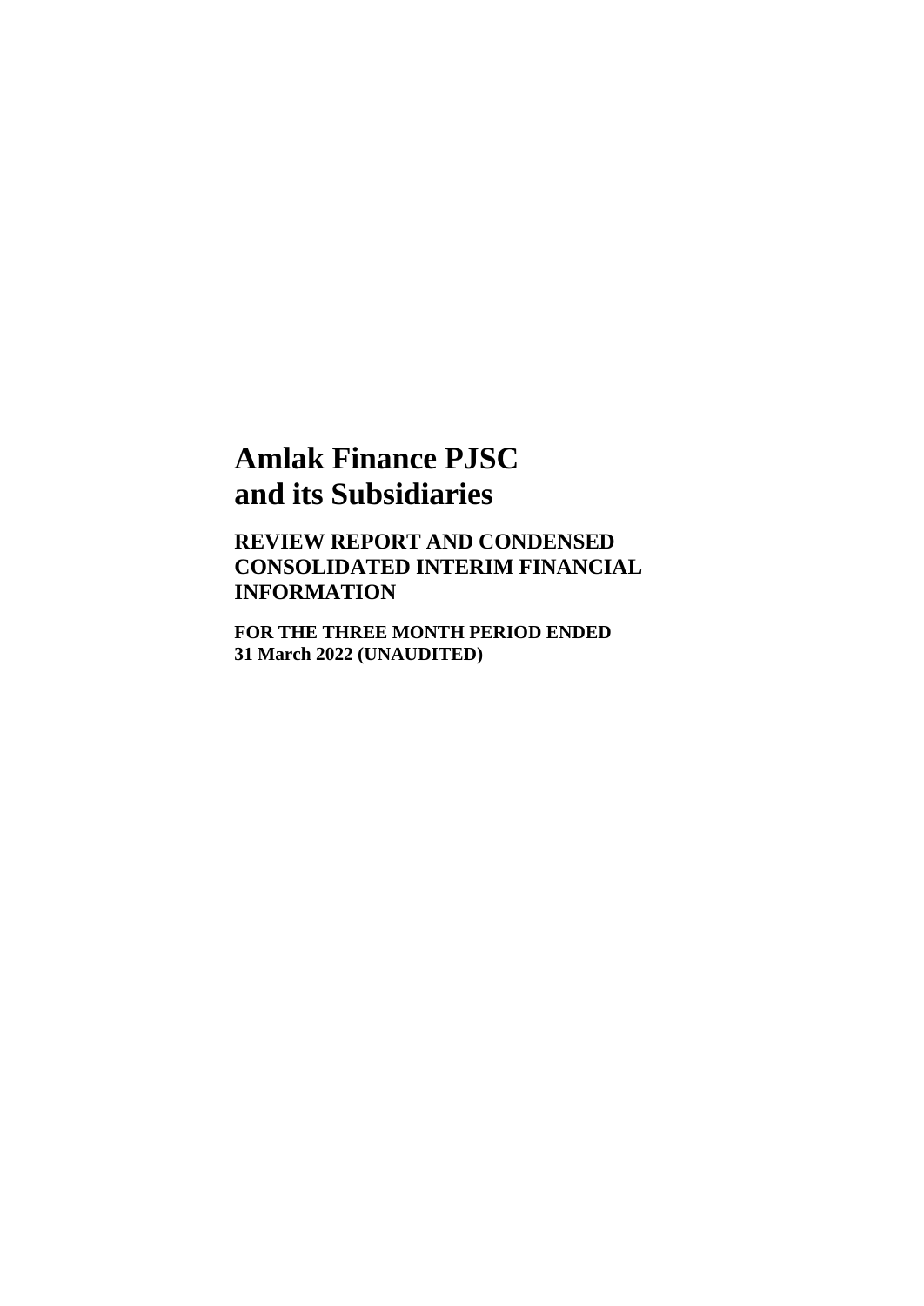# Amlak Finance PJSC
# and its Subsidiaries

## REVIEW REPORT AND CONDENSED CONSOLIDATED INTERIM FINANCIAL INFORMATION

**FOR THE THREE MONTH PERIOD ENDED**
**31 March 2022 (UNAUDITED)**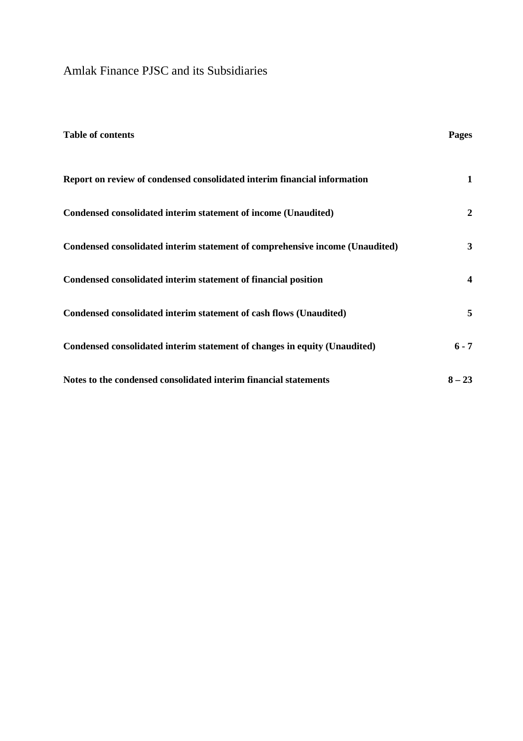Amlak Finance PJSC and its Subsidiaries

| **Table of contents** | **Pages** |
|---|---|
| **Report on review of condensed consolidated interim financial information** | **1** |
| **Condensed consolidated interim statement of income (Unaudited)** | **2** |
| **Condensed consolidated interim statement of comprehensive income (Unaudited)** | **3** |
| **Condensed consolidated interim statement of financial position** | **4** |
| **Condensed consolidated interim statement of cash flows (Unaudited)** | **5** |
| **Condensed consolidated interim statement of changes in equity (Unaudited)** | **6 - 7** |
| **Notes to the condensed consolidated interim financial statements** | **8 – 23** |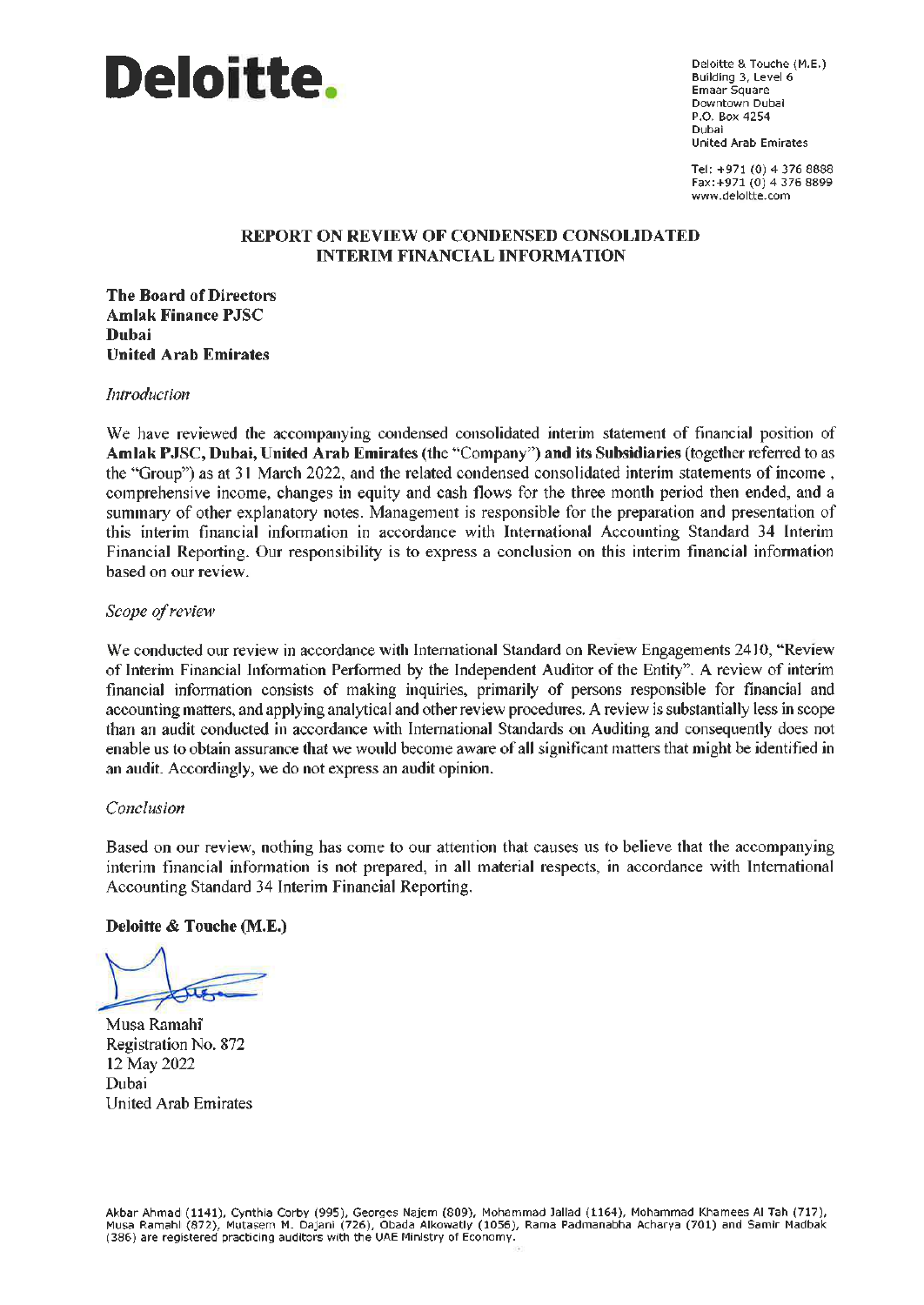**Deloitte.**

Deloitte & Touche (M.E.)
Building 3, Level 6
Emaar Square
Downtown Dubai
P.O. Box 4254
Dubai
United Arab Emirates

Tel: +971 (0) 4 376 8888
Fax:+971 (0) 4 376 8899
www.deloitte.com

## REPORT ON REVIEW OF CONDENSED CONSOLIDATED INTERIM FINANCIAL INFORMATION

**The Board of Directors**
**Amlak Finance PJSC**
**Dubai**
**United Arab Emirates**

*Introduction*

We have reviewed the accompanying condensed consolidated interim statement of financial position of **Amlak PJSC, Dubai, United Arab Emirates** (the "Company") **and its Subsidiaries** (together referred to as the "Group") as at 31 March 2022, and the related condensed consolidated interim statements of income , comprehensive income, changes in equity and cash flows for the three month period then ended, and a summary of other explanatory notes. Management is responsible for the preparation and presentation of this interim financial information in accordance with International Accounting Standard 34 Interim Financial Reporting. Our responsibility is to express a conclusion on this interim financial information based on our review.

*Scope of review*

We conducted our review in accordance with International Standard on Review Engagements 2410, "Review of Interim Financial Information Performed by the Independent Auditor of the Entity". A review of interim financial information consists of making inquiries, primarily of persons responsible for financial and accounting matters, and applying analytical and other review procedures. A review is substantially less in scope than an audit conducted in accordance with International Standards on Auditing and consequently does not enable us to obtain assurance that we would become aware of all significant matters that might be identified in an audit. Accordingly, we do not express an audit opinion.

*Conclusion*

Based on our review, nothing has come to our attention that causes us to believe that the accompanying interim financial information is not prepared, in all material respects, in accordance with International Accounting Standard 34 Interim Financial Reporting.

**Deloitte & Touche (M.E.)**

Musa Ramahi
Registration No. 872
12 May 2022
Dubai
United Arab Emirates

Akbar Ahmad (1141), Cynthia Corby (995), Georges Najem (809), Mohammad Jallad (1164), Mohammad Khamees Al Tah (717), Musa Ramahi (872), Mutasem M. Dajani (726), Obada Alkowatly (1056), Rama Padmanabha Acharya (701) and Samir Madbak (386) are registered practicing auditors with the UAE Ministry of Economy.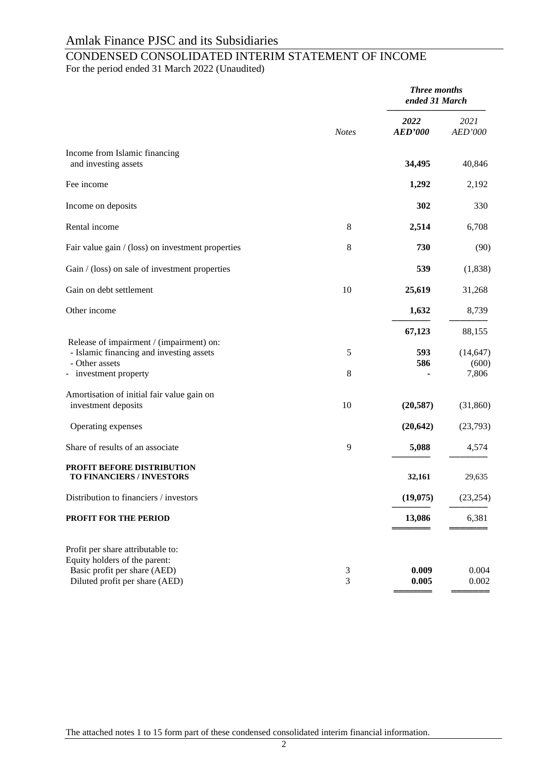# Amlak Finance PJSC and its Subsidiaries

## CONDENSED CONSOLIDATED INTERIM STATEMENT OF INCOME

For the period ended 31 March 2022 (Unaudited)

| | *Notes* | ***Three months ended 31 March*** | |
|---|---|---|---|
| | | ***2022*** ***AED'000*** | *2021* *AED'000* |
| Income from Islamic financing and investing assets | | **34,495** | 40,846 |
| Fee income | | **1,292** | 2,192 |
| Income on deposits | | **302** | 330 |
| Rental income | 8 | **2,514** | 6,708 |
| Fair value gain / (loss) on investment properties | 8 | **730** | (90) |
| Gain / (loss) on sale of investment properties | | **539** | (1,838) |
| Gain on debt settlement | 10 | **25,619** | 31,268 |
| Other income | | **1,632** | 8,739 |
| | | **67,123** | 88,155 |
| Release of impairment / (impairment) on: | | | |
| - Islamic financing and investing assets | 5 | **593** | (14,647) |
| - Other assets | | **586** | (600) |
| - investment property | 8 | **-** | 7,806 |
| Amortisation of initial fair value gain on investment deposits | 10 | **(20,587)** | (31,860) |
| Operating expenses | | **(20,642)** | (23,793) |
| Share of results of an associate | 9 | **5,088** | 4,574 |
| **PROFIT BEFORE DISTRIBUTION TO FINANCIERS / INVESTORS** | | **32,161** | 29,635 |
| Distribution to financiers / investors | | **(19,075)** | (23,254) |
| **PROFIT FOR THE PERIOD** | | **13,086** | 6,381 |
| Profit per share attributable to: | | | |
| Equity holders of the parent: | | | |
| Basic profit per share (AED) | 3 | **0.009** | 0.004 |
| Diluted profit per share (AED) | 3 | **0.005** | 0.002 |

The attached notes 1 to 15 form part of these condensed consolidated interim financial information.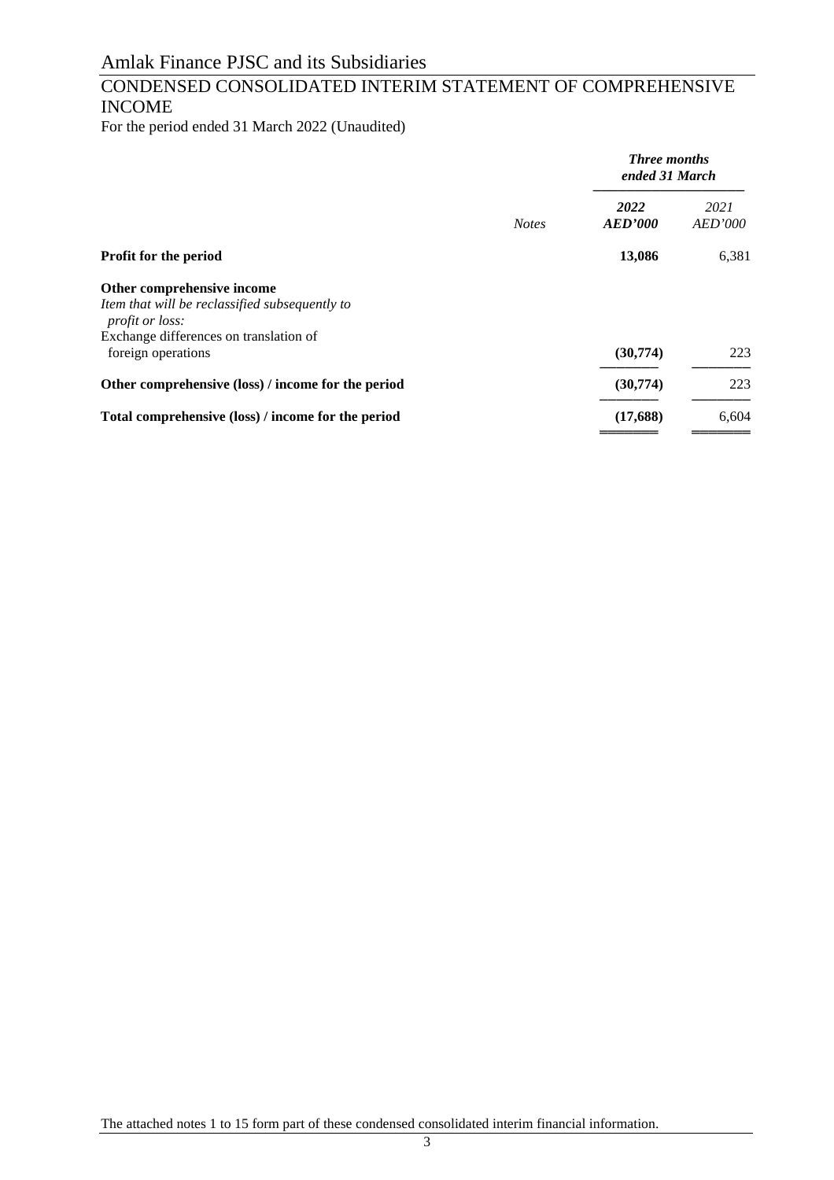# Amlak Finance PJSC and its Subsidiaries

## CONDENSED CONSOLIDATED INTERIM STATEMENT OF COMPREHENSIVE INCOME

For the period ended 31 March 2022 (Unaudited)

| | | ***Three months ended 31 March*** | |
|---|---|---|---|
| | *Notes* | ***2022 AED'000*** | *2021 AED'000* |
| **Profit for the period** | | **13,086** | 6,381 |
| **Other comprehensive income** | | | |
| *Item that will be reclassified subsequently to profit or loss:* | | | |
| Exchange differences on translation of foreign operations | | **(30,774)** | 223 |
| **Other comprehensive (loss) / income for the period** | | **(30,774)** | 223 |
| **Total comprehensive (loss) / income for the period** | | **(17,688)** | 6,604 |

The attached notes 1 to 15 form part of these condensed consolidated interim financial information.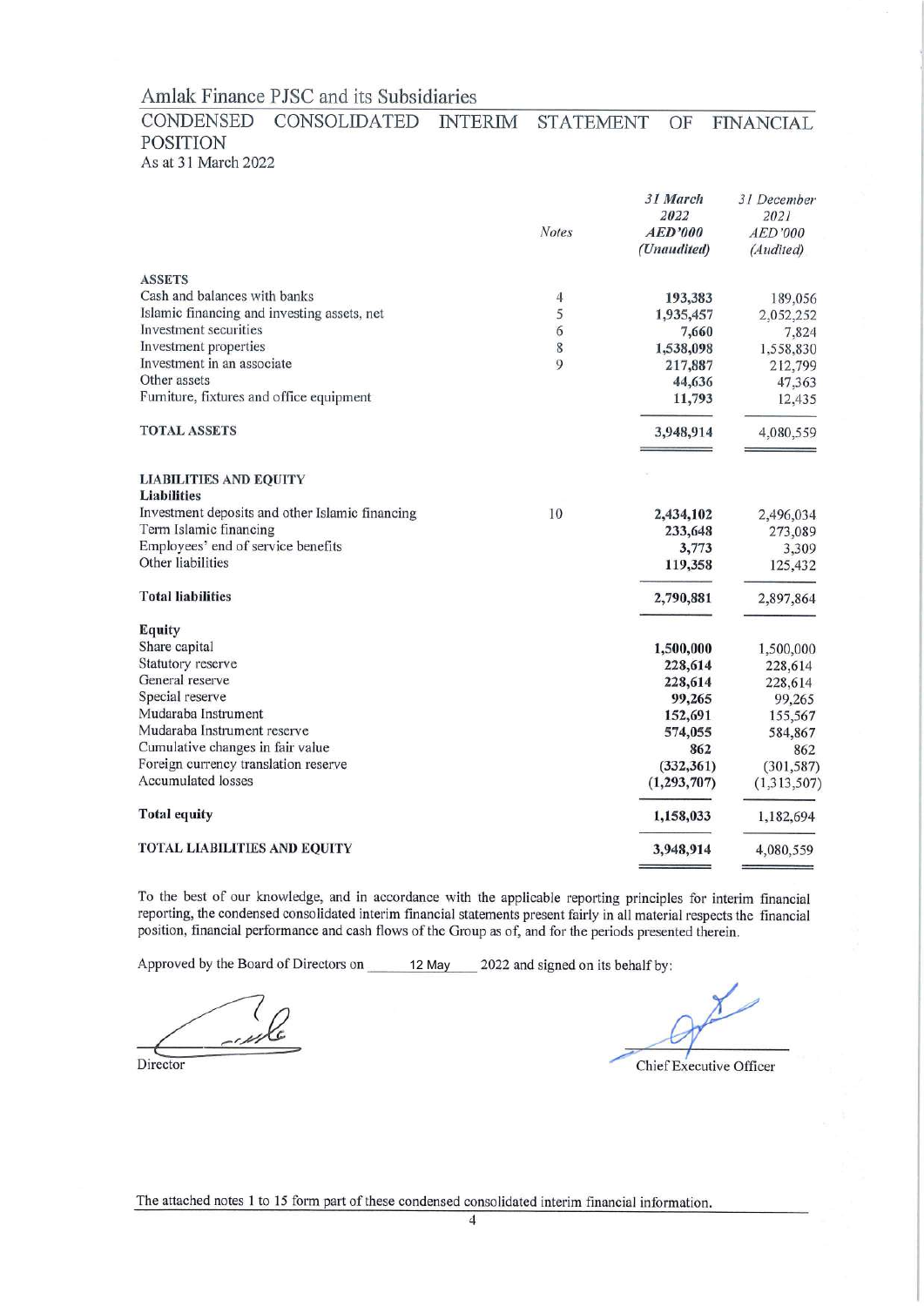# Amlak Finance PJSC and its Subsidiaries

## CONDENSED CONSOLIDATED INTERIM STATEMENT OF FINANCIAL POSITION

As at 31 March 2022

| | Notes | *31 March 2022* ***AED'000*** ***(Unaudited)*** | *31 December 2021* *AED'000* *(Audited)* |
|---|---|---|---|
| **ASSETS** | | | |
| Cash and balances with banks | 4 | **193,383** | 189,056 |
| Islamic financing and investing assets, net | 5 | **1,935,457** | 2,052,252 |
| Investment securities | 6 | **7,660** | 7,824 |
| Investment properties | 8 | **1,538,098** | 1,558,830 |
| Investment in an associate | 9 | **217,887** | 212,799 |
| Other assets | | **44,636** | 47,363 |
| Furniture, fixtures and office equipment | | **11,793** | 12,435 |
| **TOTAL ASSETS** | | **3,948,914** | 4,080,559 |
| **LIABILITIES AND EQUITY** | | | |
| **Liabilities** | | | |
| Investment deposits and other Islamic financing | 10 | **2,434,102** | 2,496,034 |
| Term Islamic financing | | **233,648** | 273,089 |
| Employees' end of service benefits | | **3,773** | 3,309 |
| Other liabilities | | **119,358** | 125,432 |
| **Total liabilities** | | **2,790,881** | 2,897,864 |
| **Equity** | | | |
| Share capital | | **1,500,000** | 1,500,000 |
| Statutory reserve | | **228,614** | 228,614 |
| General reserve | | **228,614** | 228,614 |
| Special reserve | | **99,265** | 99,265 |
| Mudaraba Instrument | | **152,691** | 155,567 |
| Mudaraba Instrument reserve | | **574,055** | 584,867 |
| Cumulative changes in fair value | | **862** | 862 |
| Foreign currency translation reserve | | **(332,361)** | (301,587) |
| Accumulated losses | | **(1,293,707)** | (1,313,507) |
| **Total equity** | | **1,158,033** | 1,182,694 |
| **TOTAL LIABILITIES AND EQUITY** | | **3,948,914** | 4,080,559 |

To the best of our knowledge, and in accordance with the applicable reporting principles for interim financial reporting, the condensed consolidated interim financial statements present fairly in all material respects the financial position, financial performance and cash flows of the Group as of, and for the periods presented therein.

Approved by the Board of Directors on 12 May 2022 and signed on its behalf by:

Director

Chief Executive Officer

The attached notes 1 to 15 form part of these condensed consolidated interim financial information.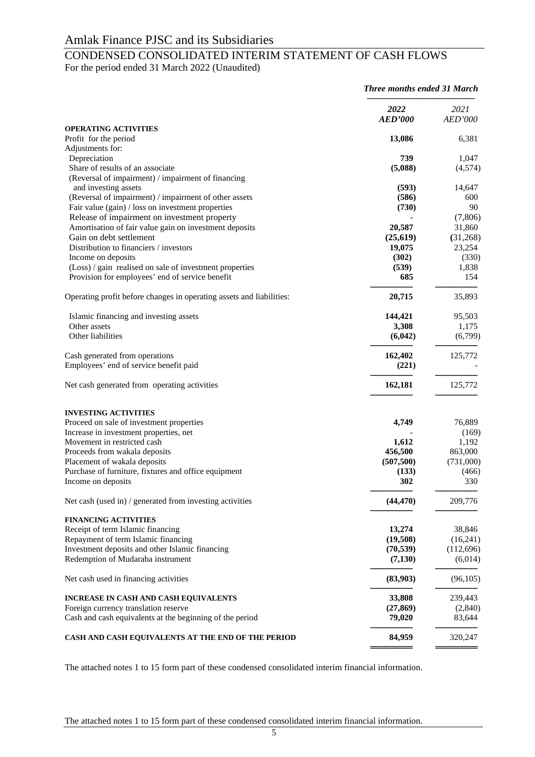# Amlak Finance PJSC and its Subsidiaries

## CONDENSED CONSOLIDATED INTERIM STATEMENT OF CASH FLOWS

For the period ended 31 March 2022 (Unaudited)

| | *Three months ended 31 March* | |
|---|---|---|
| | ***2022*** | *2021* |
| | ***AED'000*** | *AED'000* |
| **OPERATING ACTIVITIES** | | |
| Profit for the period | **13,086** | 6,381 |
| Adjustments for: | | |
| Depreciation | **739** | 1,047 |
| Share of results of an associate | **(5,088)** | (4,574) |
| (Reversal of impairment) / impairment of financing and investing assets | **(593)** | 14,647 |
| (Reversal of impairment) / impairment of other assets | **(586)** | 600 |
| Fair value (gain) / loss on investment properties | **(730)** | 90 |
| Release of impairment on investment property | - | (7,806) |
| Amortisation of fair value gain on investment deposits | **20,587** | 31,860 |
| Gain on debt settlement | **(25,619)** | (31,268) |
| Distribution to financiers / investors | **19,075** | 23,254 |
| Income on deposits | **(302)** | (330) |
| (Loss) / gain realised on sale of investment properties | **(539)** | 1,838 |
| Provision for employees' end of service benefit | **685** | 154 |
| Operating profit before changes in operating assets and liabilities: | **20,715** | 35,893 |
| Islamic financing and investing assets | **144,421** | 95,503 |
| Other assets | **3,308** | 1,175 |
| Other liabilities | **(6,042)** | (6,799) |
| Cash generated from operations | **162,402** | 125,772 |
| Employees' end of service benefit paid | **(221)** | - |
| Net cash generated from operating activities | **162,181** | 125,772 |
| **INVESTING ACTIVITIES** | | |
| Proceed on sale of investment properties | **4,749** | 76,889 |
| Increase in investment properties, net | - | (169) |
| Movement in restricted cash | **1,612** | 1,192 |
| Proceeds from wakala deposits | **456,500** | 863,000 |
| Placement of wakala deposits | **(507,500)** | (731,000) |
| Purchase of furniture, fixtures and office equipment | **(133)** | (466) |
| Income on deposits | **302** | 330 |
| Net cash (used in) / generated from investing activities | **(44,470)** | 209,776 |
| **FINANCING ACTIVITIES** | | |
| Receipt of term Islamic financing | **13,274** | 38,846 |
| Repayment of term Islamic financing | **(19,508)** | (16,241) |
| Investment deposits and other Islamic financing | **(70,539)** | (112,696) |
| Redemption of Mudaraba instrument | **(7,130)** | (6,014) |
| Net cash used in financing activities | **(83,903)** | (96,105) |
| **INCREASE IN CASH AND CASH EQUIVALENTS** | **33,808** | 239,443 |
| Foreign currency translation reserve | **(27,869)** | (2,840) |
| Cash and cash equivalents at the beginning of the period | **79,020** | 83,644 |
| **CASH AND CASH EQUIVALENTS AT THE END OF THE PERIOD** | **84,959** | 320,247 |

The attached notes 1 to 15 form part of these condensed consolidated interim financial information.

The attached notes 1 to 15 form part of these condensed consolidated interim financial information.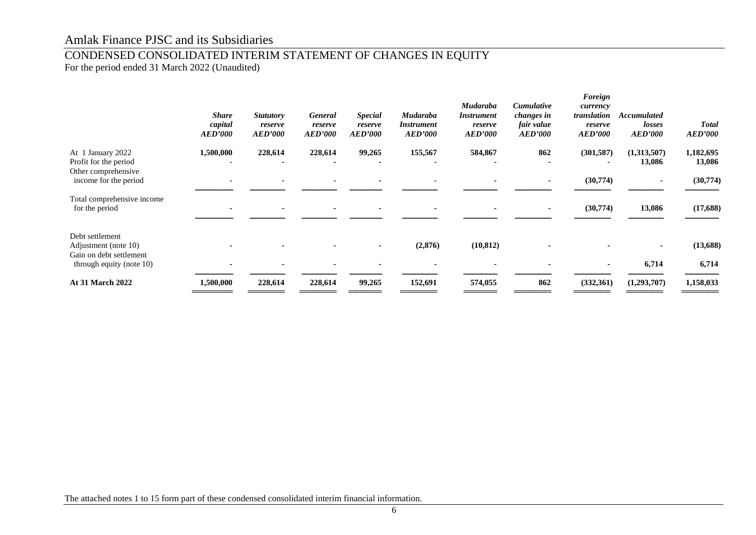# Amlak Finance PJSC and its Subsidiaries

## CONDENSED CONSOLIDATED INTERIM STATEMENT OF CHANGES IN EQUITY

For the period ended 31 March 2022 (Unaudited)

| | *Share capital AED'000* | *Statutory reserve AED'000* | *General reserve AED'000* | *Special reserve AED'000* | *Mudaraba Instrument AED'000* | *Mudaraba Instrument reserve AED'000* | *Cumulative changes in fair value AED'000* | *Foreign currency translation reserve AED'000* | *Accumulated losses AED'000* | *Total AED'000* |
|---|---|---|---|---|---|---|---|---|---|---|
| At 1 January 2022 | **1,500,000** | **228,614** | **228,614** | **99,265** | **155,567** | **584,867** | **862** | **(301,587)** | **(1,313,507)** | **1,182,695** |
| Profit for the period | - | - | - | - | - | - | - | - | **13,086** | **13,086** |
| Other comprehensive income for the period | - | - | - | - | - | - | - | **(30,774)** | - | **(30,774)** |
| Total comprehensive income for the period | - | - | - | - | - | - | - | **(30,774)** | **13,086** | **(17,688)** |
| Debt settlement Adjustment (note 10) | - | - | - | - | **(2,876)** | **(10,812)** | - | - | - | **(13,688)** |
| Gain on debt settlement through equity (note 10) | - | - | - | - | - | - | - | - | **6,714** | **6,714** |
| **At 31 March 2022** | **1,500,000** | **228,614** | **228,614** | **99,265** | **152,691** | **574,055** | **862** | **(332,361)** | **(1,293,707)** | **1,158,033** |

The attached notes 1 to 15 form part of these condensed consolidated interim financial information.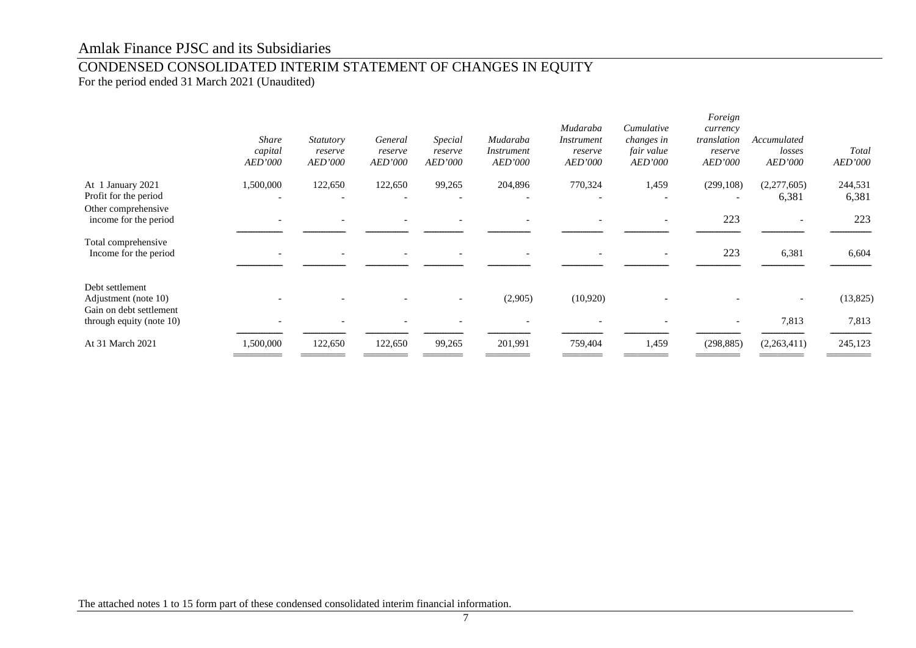# Amlak Finance PJSC and its Subsidiaries

## CONDENSED CONSOLIDATED INTERIM STATEMENT OF CHANGES IN EQUITY

For the period ended 31 March 2021 (Unaudited)

| | *Share capital AED'000* | *Statutory reserve AED'000* | *General reserve AED'000* | *Special reserve AED'000* | *Mudaraba Instrument AED'000* | *Mudaraba Instrument reserve AED'000* | *Cumulative changes in fair value AED'000* | *Foreign currency translation reserve AED'000* | *Accumulated losses AED'000* | *Total AED'000* |
|---|---|---|---|---|---|---|---|---|---|---|
| At 1 January 2021 | 1,500,000 | 122,650 | 122,650 | 99,265 | 204,896 | 770,324 | 1,459 | (299,108) | (2,277,605) | 244,531 |
| Profit for the period | - | - | - | - | - | - | - | - | 6,381 | 6,381 |
| Other comprehensive income for the period | - | - | - | - | - | - | - | 223 | - | 223 |
| Total comprehensive Income for the period | - | - | - | - | - | - | - | 223 | 6,381 | 6,604 |
| Debt settlement Adjustment (note 10) | - | - | - | - | (2,905) | (10,920) | - | - | - | (13,825) |
| Gain on debt settlement through equity (note 10) | - | - | - | - | - | - | - | - | 7,813 | 7,813 |
| At 31 March 2021 | 1,500,000 | 122,650 | 122,650 | 99,265 | 201,991 | 759,404 | 1,459 | (298,885) | (2,263,411) | 245,123 |

The attached notes 1 to 15 form part of these condensed consolidated interim financial information.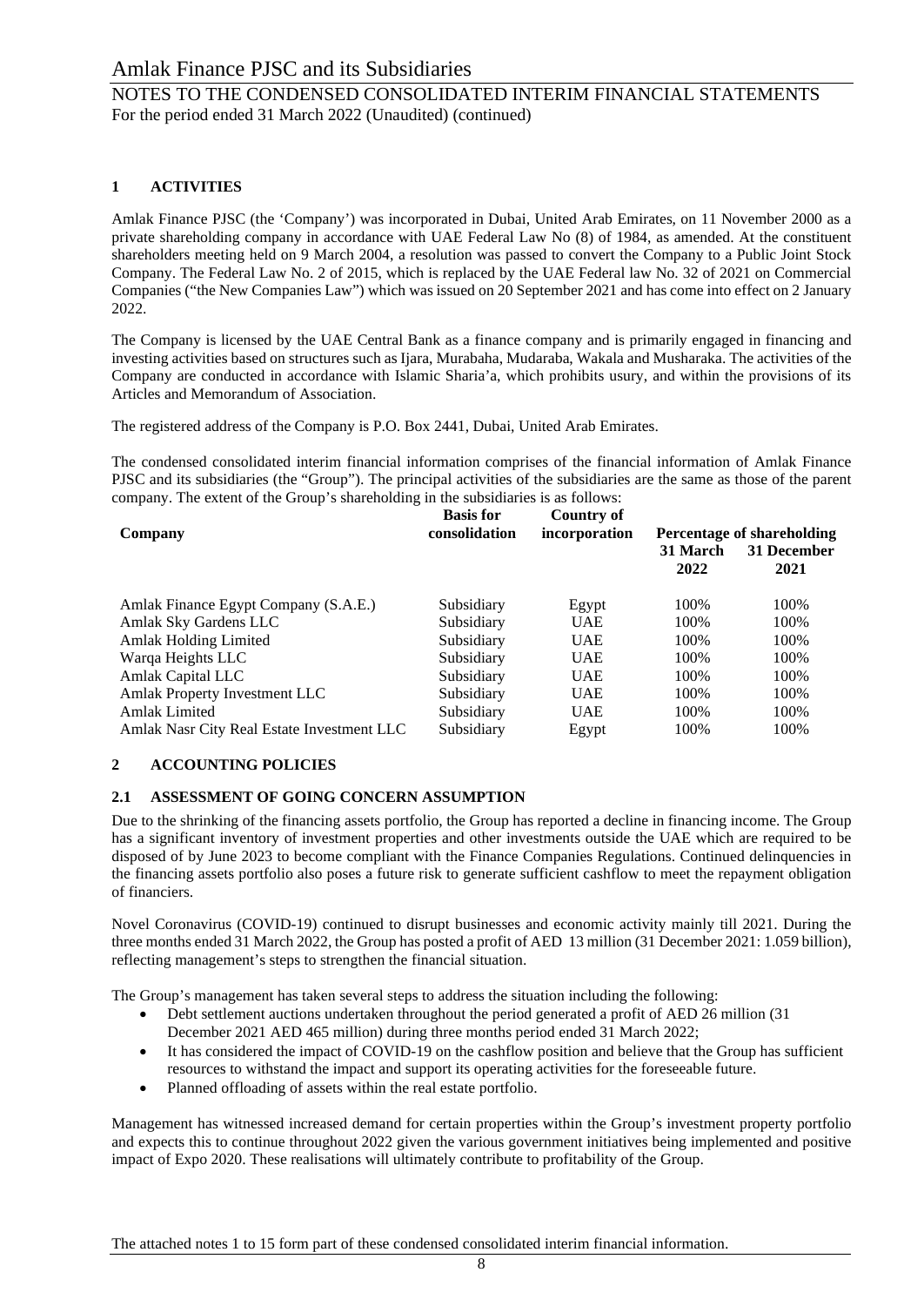## 1 ACTIVITIES

Amlak Finance PJSC (the 'Company') was incorporated in Dubai, United Arab Emirates, on 11 November 2000 as a private shareholding company in accordance with UAE Federal Law No (8) of 1984, as amended. At the constituent shareholders meeting held on 9 March 2004, a resolution was passed to convert the Company to a Public Joint Stock Company. The Federal Law No. 2 of 2015, which is replaced by the UAE Federal law No. 32 of 2021 on Commercial Companies ("the New Companies Law") which was issued on 20 September 2021 and has come into effect on 2 January 2022.

The Company is licensed by the UAE Central Bank as a finance company and is primarily engaged in financing and investing activities based on structures such as Ijara, Murabaha, Mudaraba, Wakala and Musharaka. The activities of the Company are conducted in accordance with Islamic Sharia'a, which prohibits usury, and within the provisions of its Articles and Memorandum of Association.

The registered address of the Company is P.O. Box 2441, Dubai, United Arab Emirates.

The condensed consolidated interim financial information comprises of the financial information of Amlak Finance PJSC and its subsidiaries (the "Group"). The principal activities of the subsidiaries are the same as those of the parent company. The extent of the Group's shareholding in the subsidiaries is as follows:

| Company | Basis for consolidation | Country of incorporation | Percentage of shareholding | |
|---|---|---|---|---|
| | | | 31 March 2022 | 31 December 2021 |
| Amlak Finance Egypt Company (S.A.E.) | Subsidiary | Egypt | 100% | 100% |
| Amlak Sky Gardens LLC | Subsidiary | UAE | 100% | 100% |
| Amlak Holding Limited | Subsidiary | UAE | 100% | 100% |
| Warqa Heights LLC | Subsidiary | UAE | 100% | 100% |
| Amlak Capital LLC | Subsidiary | UAE | 100% | 100% |
| Amlak Property Investment LLC | Subsidiary | UAE | 100% | 100% |
| Amlak Limited | Subsidiary | UAE | 100% | 100% |
| Amlak Nasr City Real Estate Investment LLC | Subsidiary | Egypt | 100% | 100% |

## 2 ACCOUNTING POLICIES

### 2.1 ASSESSMENT OF GOING CONCERN ASSUMPTION

Due to the shrinking of the financing assets portfolio, the Group has reported a decline in financing income. The Group has a significant inventory of investment properties and other investments outside the UAE which are required to be disposed of by June 2023 to become compliant with the Finance Companies Regulations. Continued delinquencies in the financing assets portfolio also poses a future risk to generate sufficient cashflow to meet the repayment obligation of financiers.

Novel Coronavirus (COVID-19) continued to disrupt businesses and economic activity mainly till 2021. During the three months ended 31 March 2022, the Group has posted a profit of AED 13 million (31 December 2021: 1.059 billion), reflecting management's steps to strengthen the financial situation.

The Group's management has taken several steps to address the situation including the following:

- Debt settlement auctions undertaken throughout the period generated a profit of AED 26 million (31 December 2021 AED 465 million) during three months period ended 31 March 2022;
- It has considered the impact of COVID-19 on the cashflow position and believe that the Group has sufficient resources to withstand the impact and support its operating activities for the foreseeable future.
- Planned offloading of assets within the real estate portfolio.

Management has witnessed increased demand for certain properties within the Group's investment property portfolio and expects this to continue throughout 2022 given the various government initiatives being implemented and positive impact of Expo 2020. These realisations will ultimately contribute to profitability of the Group.

The attached notes 1 to 15 form part of these condensed consolidated interim financial information.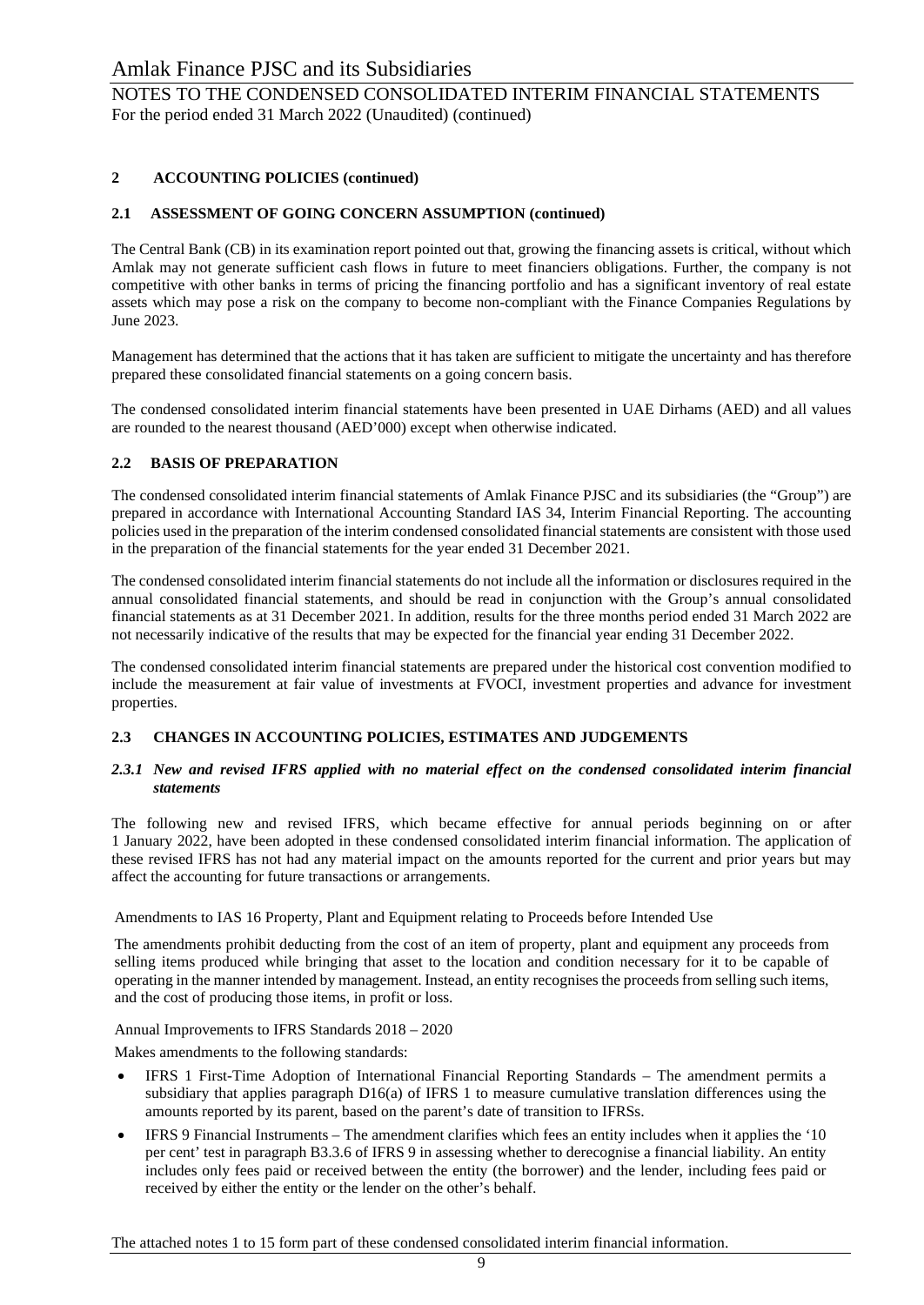## 2 ACCOUNTING POLICIES (continued)

### 2.1 ASSESSMENT OF GOING CONCERN ASSUMPTION (continued)

The Central Bank (CB) in its examination report pointed out that, growing the financing assets is critical, without which Amlak may not generate sufficient cash flows in future to meet financiers obligations. Further, the company is not competitive with other banks in terms of pricing the financing portfolio and has a significant inventory of real estate assets which may pose a risk on the company to become non-compliant with the Finance Companies Regulations by June 2023.

Management has determined that the actions that it has taken are sufficient to mitigate the uncertainty and has therefore prepared these consolidated financial statements on a going concern basis.

The condensed consolidated interim financial statements have been presented in UAE Dirhams (AED) and all values are rounded to the nearest thousand (AED'000) except when otherwise indicated.

### 2.2 BASIS OF PREPARATION

The condensed consolidated interim financial statements of Amlak Finance PJSC and its subsidiaries (the "Group") are prepared in accordance with International Accounting Standard IAS 34, Interim Financial Reporting. The accounting policies used in the preparation of the interim condensed consolidated financial statements are consistent with those used in the preparation of the financial statements for the year ended 31 December 2021.

The condensed consolidated interim financial statements do not include all the information or disclosures required in the annual consolidated financial statements, and should be read in conjunction with the Group's annual consolidated financial statements as at 31 December 2021. In addition, results for the three months period ended 31 March 2022 are not necessarily indicative of the results that may be expected for the financial year ending 31 December 2022.

The condensed consolidated interim financial statements are prepared under the historical cost convention modified to include the measurement at fair value of investments at FVOCI, investment properties and advance for investment properties.

### 2.3 CHANGES IN ACCOUNTING POLICIES, ESTIMATES AND JUDGEMENTS

#### *2.3.1 New and revised IFRS applied with no material effect on the condensed consolidated interim financial statements*

The following new and revised IFRS, which became effective for annual periods beginning on or after 1 January 2022, have been adopted in these condensed consolidated interim financial information. The application of these revised IFRS has not had any material impact on the amounts reported for the current and prior years but may affect the accounting for future transactions or arrangements.

Amendments to IAS 16 Property, Plant and Equipment relating to Proceeds before Intended Use

The amendments prohibit deducting from the cost of an item of property, plant and equipment any proceeds from selling items produced while bringing that asset to the location and condition necessary for it to be capable of operating in the manner intended by management. Instead, an entity recognises the proceeds from selling such items, and the cost of producing those items, in profit or loss.

Annual Improvements to IFRS Standards 2018 – 2020

Makes amendments to the following standards:

- IFRS 1 First-Time Adoption of International Financial Reporting Standards – The amendment permits a subsidiary that applies paragraph D16(a) of IFRS 1 to measure cumulative translation differences using the amounts reported by its parent, based on the parent's date of transition to IFRSs.
- IFRS 9 Financial Instruments – The amendment clarifies which fees an entity includes when it applies the '10 per cent' test in paragraph B3.3.6 of IFRS 9 in assessing whether to derecognise a financial liability. An entity includes only fees paid or received between the entity (the borrower) and the lender, including fees paid or received by either the entity or the lender on the other's behalf.

The attached notes 1 to 15 form part of these condensed consolidated interim financial information.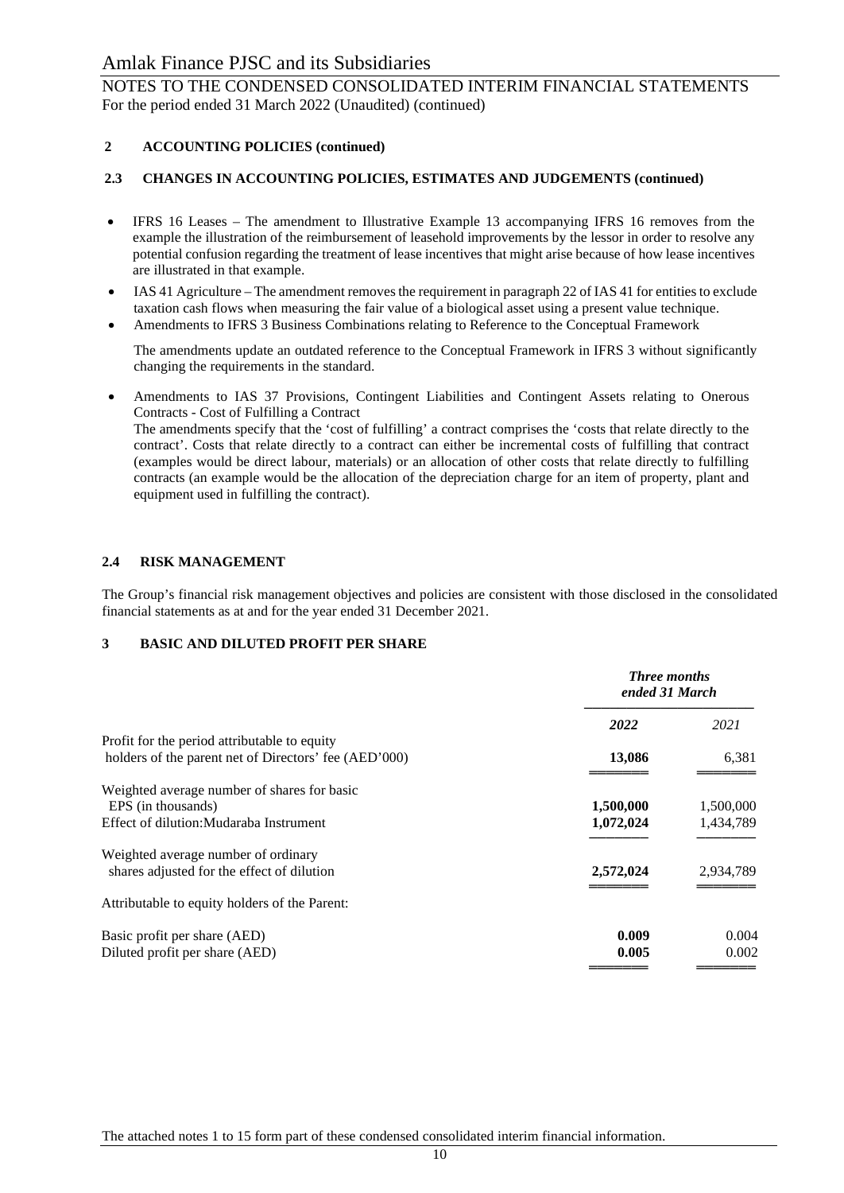## 2 ACCOUNTING POLICIES (continued)

### 2.3 CHANGES IN ACCOUNTING POLICIES, ESTIMATES AND JUDGEMENTS (continued)

- IFRS 16 Leases – The amendment to Illustrative Example 13 accompanying IFRS 16 removes from the example the illustration of the reimbursement of leasehold improvements by the lessor in order to resolve any potential confusion regarding the treatment of lease incentives that might arise because of how lease incentives are illustrated in that example.
- IAS 41 Agriculture – The amendment removes the requirement in paragraph 22 of IAS 41 for entities to exclude taxation cash flows when measuring the fair value of a biological asset using a present value technique.
- Amendments to IFRS 3 Business Combinations relating to Reference to the Conceptual Framework

  The amendments update an outdated reference to the Conceptual Framework in IFRS 3 without significantly changing the requirements in the standard.

- Amendments to IAS 37 Provisions, Contingent Liabilities and Contingent Assets relating to Onerous Contracts - Cost of Fulfilling a Contract
  The amendments specify that the 'cost of fulfilling' a contract comprises the 'costs that relate directly to the contract'. Costs that relate directly to a contract can either be incremental costs of fulfilling that contract (examples would be direct labour, materials) or an allocation of other costs that relate directly to fulfilling contracts (an example would be the allocation of the depreciation charge for an item of property, plant and equipment used in fulfilling the contract).

### 2.4 RISK MANAGEMENT

The Group's financial risk management objectives and policies are consistent with those disclosed in the consolidated financial statements as at and for the year ended 31 December 2021.

## 3 BASIC AND DILUTED PROFIT PER SHARE

| | *Three months ended 31 March* | |
|---|---|---|
| | ***2022*** | *2021* |
| Profit for the period attributable to equity holders of the parent net of Directors' fee (AED'000) | **13,086** | 6,381 |
| Weighted average number of shares for basic EPS (in thousands) | **1,500,000** | 1,500,000 |
| Effect of dilution:Mudaraba Instrument | **1,072,024** | 1,434,789 |
| Weighted average number of ordinary shares adjusted for the effect of dilution | **2,572,024** | 2,934,789 |
| Attributable to equity holders of the Parent: | | |
| Basic profit per share (AED) | **0.009** | 0.004 |
| Diluted profit per share (AED) | **0.005** | 0.002 |

The attached notes 1 to 15 form part of these condensed consolidated interim financial information.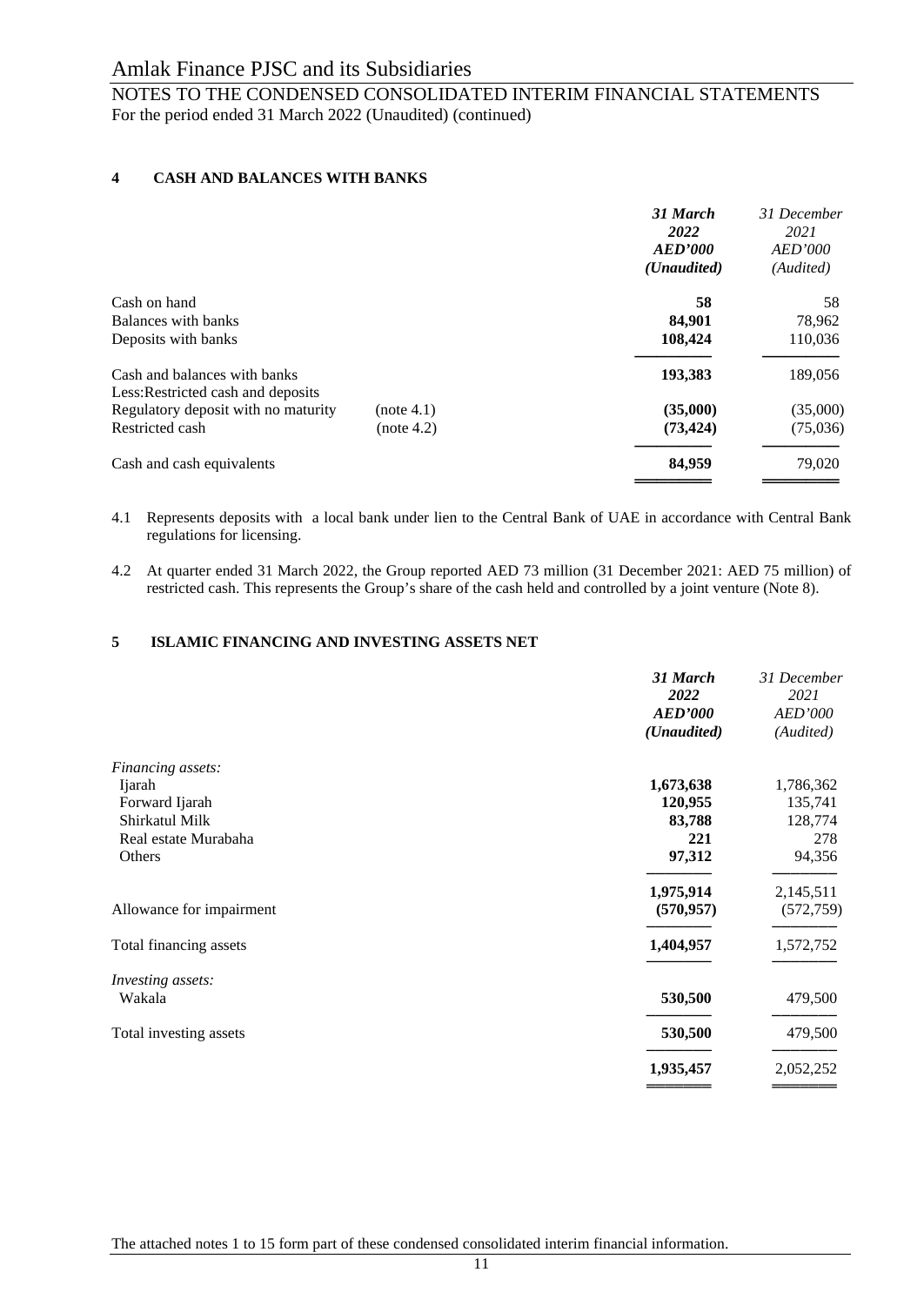## 4 CASH AND BALANCES WITH BANKS

| | | 31 March 2022 AED'000 (Unaudited) | 31 December 2021 AED'000 (Audited) |
|---|---|---|---|
| Cash on hand | | **58** | 58 |
| Balances with banks | | **84,901** | 78,962 |
| Deposits with banks | | **108,424** | 110,036 |
| Cash and balances with banks | | **193,383** | 189,056 |
| Less:Restricted cash and deposits | | | |
| Regulatory deposit with no maturity | (note 4.1) | **(35,000)** | (35,000) |
| Restricted cash | (note 4.2) | **(73,424)** | (75,036) |
| Cash and cash equivalents | | **84,959** | 79,020 |

4.1 Represents deposits with a local bank under lien to the Central Bank of UAE in accordance with Central Bank regulations for licensing.

4.2 At quarter ended 31 March 2022, the Group reported AED 73 million (31 December 2021: AED 75 million) of restricted cash. This represents the Group's share of the cash held and controlled by a joint venture (Note 8).

## 5 ISLAMIC FINANCING AND INVESTING ASSETS NET

| | 31 March 2022 AED'000 (Unaudited) | 31 December 2021 AED'000 (Audited) |
|---|---|---|
| *Financing assets:* | | |
| Ijarah | **1,673,638** | 1,786,362 |
| Forward Ijarah | **120,955** | 135,741 |
| Shirkatul Milk | **83,788** | 128,774 |
| Real estate Murabaha | **221** | 278 |
| Others | **97,312** | 94,356 |
| | **1,975,914** | 2,145,511 |
| Allowance for impairment | **(570,957)** | (572,759) |
| Total financing assets | **1,404,957** | 1,572,752 |
| *Investing assets:* | | |
| Wakala | **530,500** | 479,500 |
| Total investing assets | **530,500** | 479,500 |
| | **1,935,457** | 2,052,252 |

The attached notes 1 to 15 form part of these condensed consolidated interim financial information.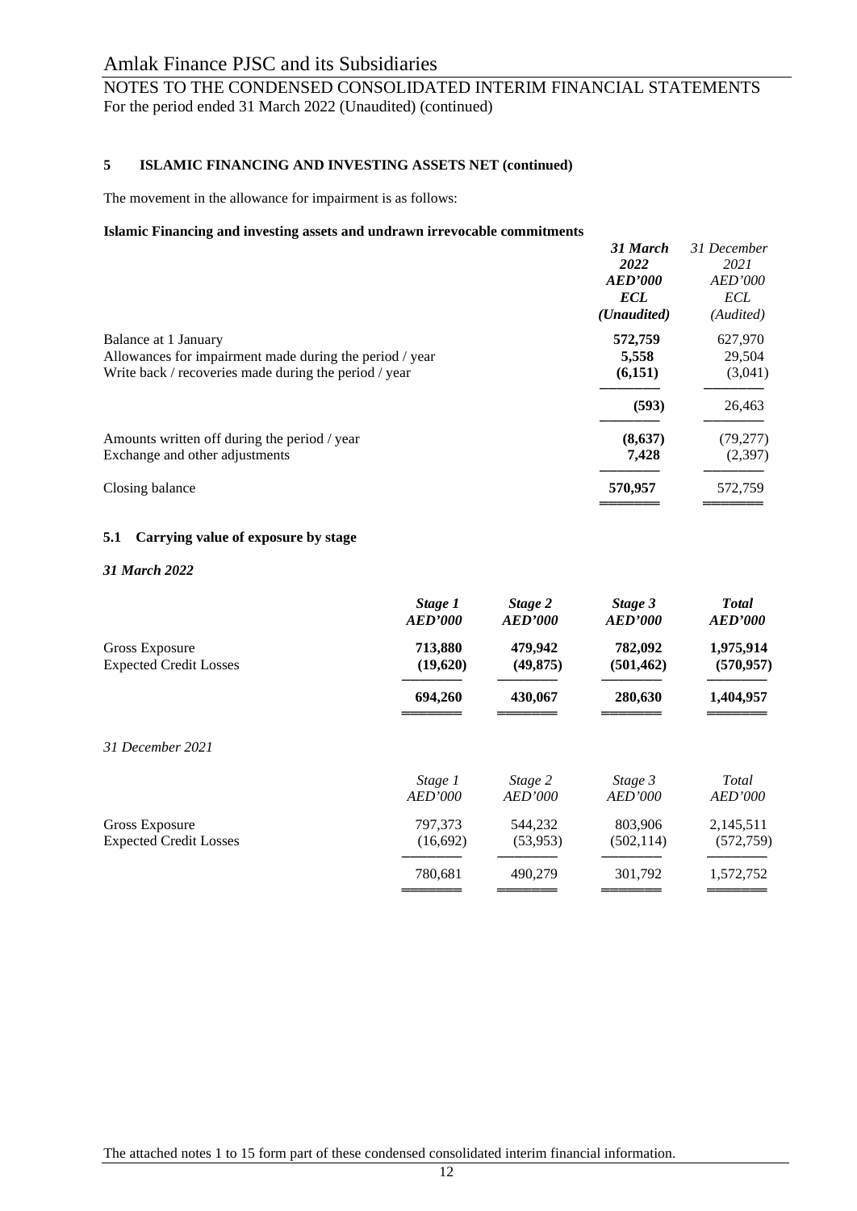## 5 ISLAMIC FINANCING AND INVESTING ASSETS NET (continued)

The movement in the allowance for impairment is as follows:

**Islamic Financing and investing assets and undrawn irrevocable commitments**

| | ***31 March 2022 AED'000 ECL (Unaudited)*** | *31 December 2021 AED'000 ECL (Audited)* |
|---|---|---|
| Balance at 1 January | **572,759** | 627,970 |
| Allowances for impairment made during the period / year | **5,558** | 29,504 |
| Write back / recoveries made during the period / year | **(6,151)** | (3,041) |
| | **(593)** | 26,463 |
| Amounts written off during the period / year | **(8,637)** | (79,277) |
| Exchange and other adjustments | **7,428** | (2,397) |
| Closing balance | **570,957** | 572,759 |

### 5.1 Carrying value of exposure by stage

***31 March 2022***

| | ***Stage 1 AED'000*** | ***Stage 2 AED'000*** | ***Stage 3 AED'000*** | ***Total AED'000*** |
|---|---|---|---|---|
| Gross Exposure | **713,880** | **479,942** | **782,092** | **1,975,914** |
| Expected Credit Losses | **(19,620)** | **(49,875)** | **(501,462)** | **(570,957)** |
| | **694,260** | **430,067** | **280,630** | **1,404,957** |

*31 December 2021*

| | *Stage 1 AED'000* | *Stage 2 AED'000* | *Stage 3 AED'000* | *Total AED'000* |
|---|---|---|---|---|
| Gross Exposure | 797,373 | 544,232 | 803,906 | 2,145,511 |
| Expected Credit Losses | (16,692) | (53,953) | (502,114) | (572,759) |
| | 780,681 | 490,279 | 301,792 | 1,572,752 |

The attached notes 1 to 15 form part of these condensed consolidated interim financial information.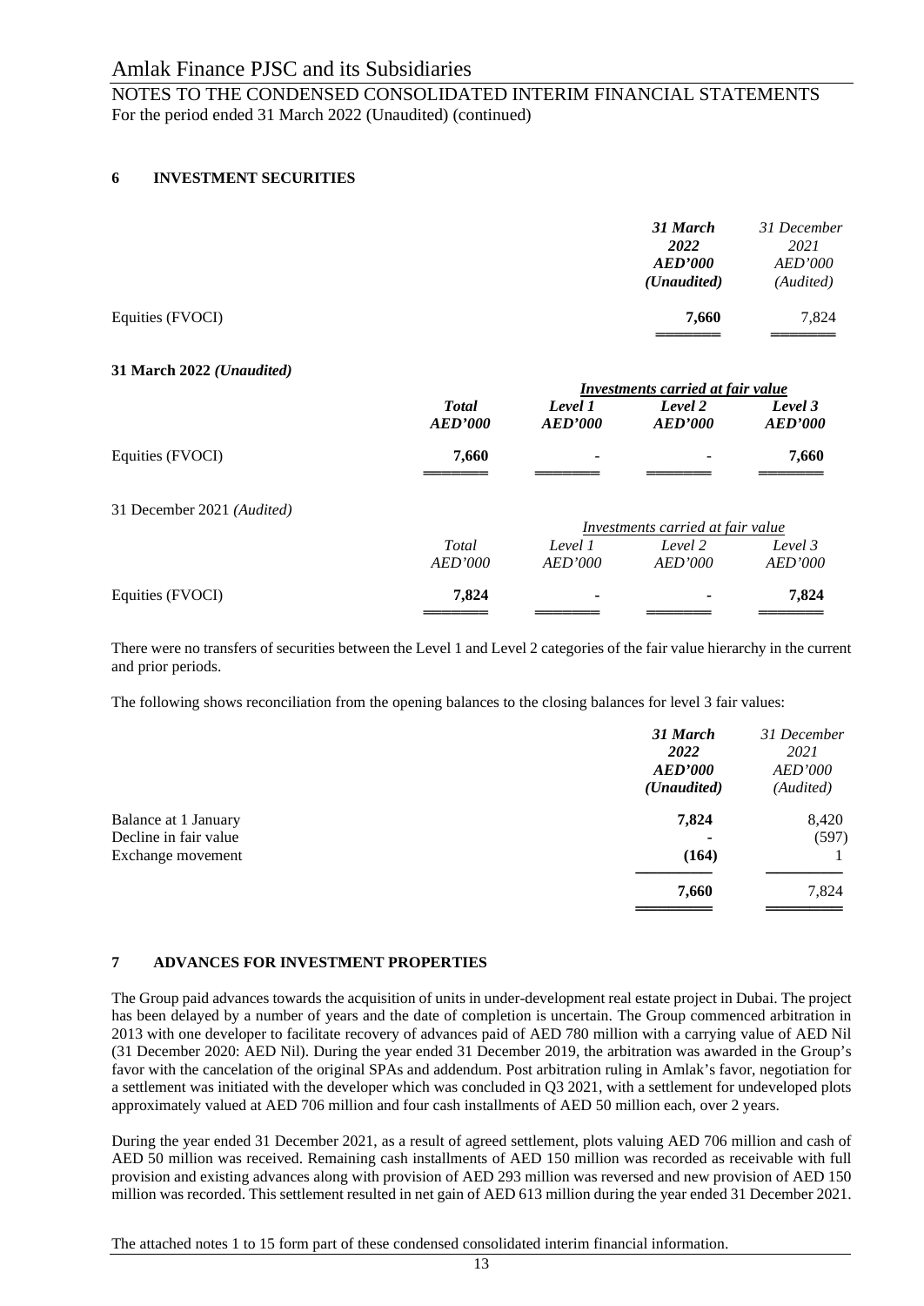## 6 INVESTMENT SECURITIES

| | ***31 March 2022 AED'000 (Unaudited)*** | *31 December 2021 AED'000 (Audited)* |
|---|---|---|
| Equities (FVOCI) | **7,660** | 7,824 |

**31 March 2022 *(Unaudited)***

| | | *Investments carried at fair value* | | |
|---|---|---|---|---|
| | ***Total AED'000*** | ***Level 1 AED'000*** | ***Level 2 AED'000*** | ***Level 3 AED'000*** |
| Equities (FVOCI) | **7,660** | - | - | **7,660** |

31 December 2021 *(Audited)*

| | | *Investments carried at fair value* | | |
|---|---|---|---|---|
| | *Total AED'000* | *Level 1 AED'000* | *Level 2 AED'000* | *Level 3 AED'000* |
| Equities (FVOCI) | **7,824** | **-** | **-** | **7,824** |

There were no transfers of securities between the Level 1 and Level 2 categories of the fair value hierarchy in the current and prior periods.

The following shows reconciliation from the opening balances to the closing balances for level 3 fair values:

| | ***31 March 2022 AED'000 (Unaudited)*** | *31 December 2021 AED'000 (Audited)* |
|---|---|---|
| Balance at 1 January | **7,824** | 8,420 |
| Decline in fair value | **-** | (597) |
| Exchange movement | **(164)** | 1 |
| | **7,660** | 7,824 |

## 7 ADVANCES FOR INVESTMENT PROPERTIES

The Group paid advances towards the acquisition of units in under-development real estate project in Dubai. The project has been delayed by a number of years and the date of completion is uncertain. The Group commenced arbitration in 2013 with one developer to facilitate recovery of advances paid of AED 780 million with a carrying value of AED Nil (31 December 2020: AED Nil). During the year ended 31 December 2019, the arbitration was awarded in the Group's favor with the cancelation of the original SPAs and addendum. Post arbitration ruling in Amlak's favor, negotiation for a settlement was initiated with the developer which was concluded in Q3 2021, with a settlement for undeveloped plots approximately valued at AED 706 million and four cash installments of AED 50 million each, over 2 years.

During the year ended 31 December 2021, as a result of agreed settlement, plots valuing AED 706 million and cash of AED 50 million was received. Remaining cash installments of AED 150 million was recorded as receivable with full provision and existing advances along with provision of AED 293 million was reversed and new provision of AED 150 million was recorded. This settlement resulted in net gain of AED 613 million during the year ended 31 December 2021.

The attached notes 1 to 15 form part of these condensed consolidated interim financial information.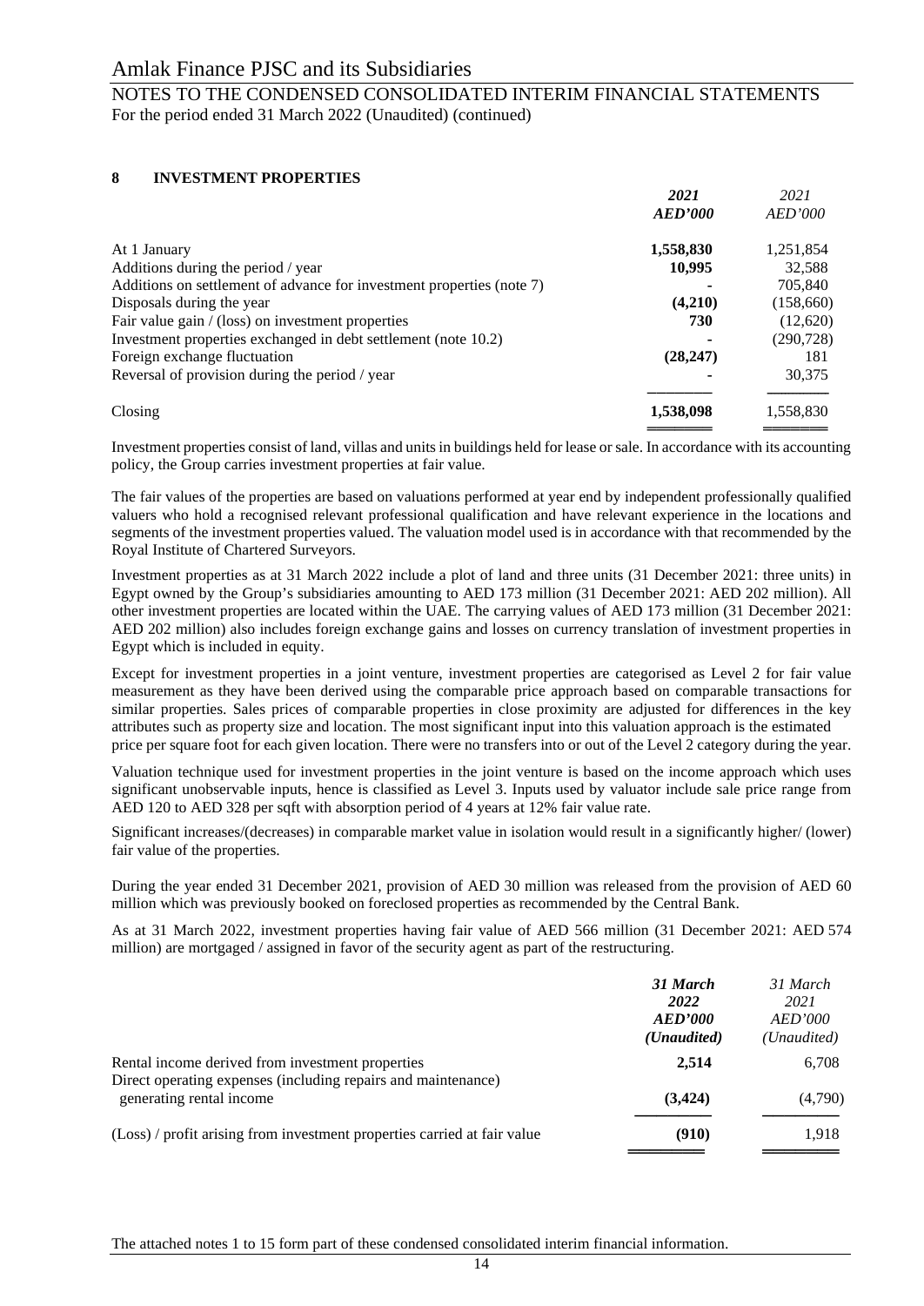## 8 INVESTMENT PROPERTIES

| | **2021** **AED'000** | 2021 AED'000 |
|---|---|---|
| At 1 January | **1,558,830** | 1,251,854 |
| Additions during the period / year | **10,995** | 32,588 |
| Additions on settlement of advance for investment properties (note 7) | **-** | 705,840 |
| Disposals during the year | **(4,210)** | (158,660) |
| Fair value gain / (loss) on investment properties | **730** | (12,620) |
| Investment properties exchanged in debt settlement (note 10.2) | **-** | (290,728) |
| Foreign exchange fluctuation | **(28,247)** | 181 |
| Reversal of provision during the period / year | **-** | 30,375 |
| Closing | **1,538,098** | 1,558,830 |

Investment properties consist of land, villas and units in buildings held for lease or sale. In accordance with its accounting policy, the Group carries investment properties at fair value.

The fair values of the properties are based on valuations performed at year end by independent professionally qualified valuers who hold a recognised relevant professional qualification and have relevant experience in the locations and segments of the investment properties valued. The valuation model used is in accordance with that recommended by the Royal Institute of Chartered Surveyors.

Investment properties as at 31 March 2022 include a plot of land and three units (31 December 2021: three units) in Egypt owned by the Group's subsidiaries amounting to AED 173 million (31 December 2021: AED 202 million). All other investment properties are located within the UAE. The carrying values of AED 173 million (31 December 2021: AED 202 million) also includes foreign exchange gains and losses on currency translation of investment properties in Egypt which is included in equity.

Except for investment properties in a joint venture, investment properties are categorised as Level 2 for fair value measurement as they have been derived using the comparable price approach based on comparable transactions for similar properties. Sales prices of comparable properties in close proximity are adjusted for differences in the key attributes such as property size and location. The most significant input into this valuation approach is the estimated price per square foot for each given location. There were no transfers into or out of the Level 2 category during the year.

Valuation technique used for investment properties in the joint venture is based on the income approach which uses significant unobservable inputs, hence is classified as Level 3. Inputs used by valuator include sale price range from AED 120 to AED 328 per sqft with absorption period of 4 years at 12% fair value rate.

Significant increases/(decreases) in comparable market value in isolation would result in a significantly higher/ (lower) fair value of the properties.

During the year ended 31 December 2021, provision of AED 30 million was released from the provision of AED 60 million which was previously booked on foreclosed properties as recommended by the Central Bank.

As at 31 March 2022, investment properties having fair value of AED 566 million (31 December 2021: AED 574 million) are mortgaged / assigned in favor of the security agent as part of the restructuring.

| | ***31 March 2022*** ***AED'000*** ***(Unaudited)*** | *31 March 2021* *AED'000* *(Unaudited)* |
|---|---|---|
| Rental income derived from investment properties | **2,514** | 6,708 |
| Direct operating expenses (including repairs and maintenance) generating rental income | **(3,424)** | (4,790) |
| (Loss) / profit arising from investment properties carried at fair value | **(910)** | 1,918 |

The attached notes 1 to 15 form part of these condensed consolidated interim financial information.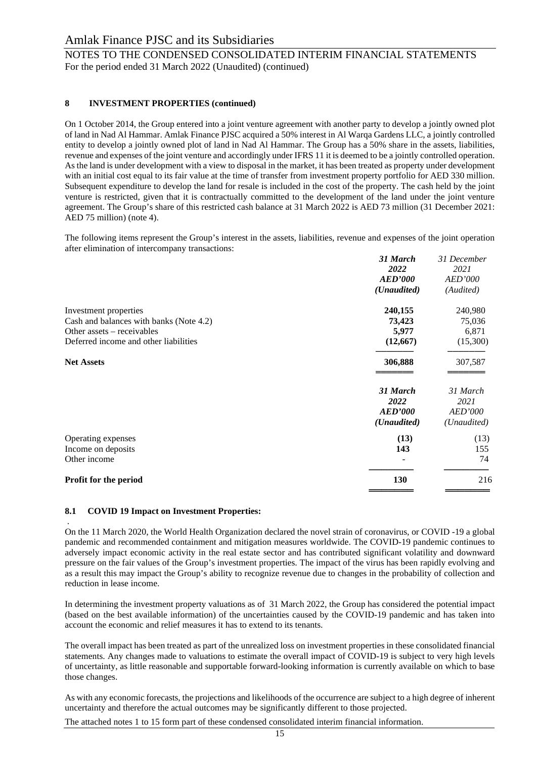## 8 INVESTMENT PROPERTIES (continued)

On 1 October 2014, the Group entered into a joint venture agreement with another party to develop a jointly owned plot of land in Nad Al Hammar. Amlak Finance PJSC acquired a 50% interest in Al Warqa Gardens LLC, a jointly controlled entity to develop a jointly owned plot of land in Nad Al Hammar. The Group has a 50% share in the assets, liabilities, revenue and expenses of the joint venture and accordingly under IFRS 11 it is deemed to be a jointly controlled operation. As the land is under development with a view to disposal in the market, it has been treated as property under development with an initial cost equal to its fair value at the time of transfer from investment property portfolio for AED 330 million. Subsequent expenditure to develop the land for resale is included in the cost of the property. The cash held by the joint venture is restricted, given that it is contractually committed to the development of the land under the joint venture agreement. The Group's share of this restricted cash balance at 31 March 2022 is AED 73 million (31 December 2021: AED 75 million) (note 4).

The following items represent the Group's interest in the assets, liabilities, revenue and expenses of the joint operation after elimination of intercompany transactions:

| | ***31 March 2022 AED'000 (Unaudited)*** | *31 December 2021 AED'000 (Audited)* |
|---|---|---|
| Investment properties | **240,155** | 240,980 |
| Cash and balances with banks (Note 4.2) | **73,423** | 75,036 |
| Other assets – receivables | **5,977** | 6,871 |
| Deferred income and other liabilities | **(12,667)** | (15,300) |
| **Net Assets** | **306,888** | 307,587 |

| | ***31 March 2022 AED'000 (Unaudited)*** | *31 March 2021 AED'000 (Unaudited)* |
|---|---|---|
| Operating expenses | **(13)** | (13) |
| Income on deposits | **143** | 155 |
| Other income | - | 74 |
| **Profit for the period** | **130** | 216 |

### 8.1 COVID 19 Impact on Investment Properties:

On the 11 March 2020, the World Health Organization declared the novel strain of coronavirus, or COVID -19 a global pandemic and recommended containment and mitigation measures worldwide. The COVID-19 pandemic continues to adversely impact economic activity in the real estate sector and has contributed significant volatility and downward pressure on the fair values of the Group's investment properties. The impact of the virus has been rapidly evolving and as a result this may impact the Group's ability to recognize revenue due to changes in the probability of collection and reduction in lease income.

In determining the investment property valuations as of 31 March 2022, the Group has considered the potential impact (based on the best available information) of the uncertainties caused by the COVID-19 pandemic and has taken into account the economic and relief measures it has to extend to its tenants.

The overall impact has been treated as part of the unrealized loss on investment properties in these consolidated financial statements. Any changes made to valuations to estimate the overall impact of COVID-19 is subject to very high levels of uncertainty, as little reasonable and supportable forward-looking information is currently available on which to base those changes.

As with any economic forecasts, the projections and likelihoods of the occurrence are subject to a high degree of inherent uncertainty and therefore the actual outcomes may be significantly different to those projected.

The attached notes 1 to 15 form part of these condensed consolidated interim financial information.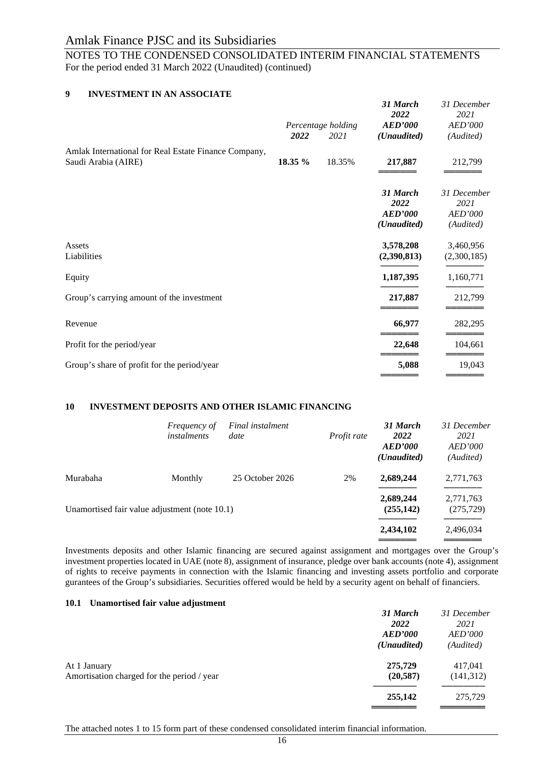## 9 INVESTMENT IN AN ASSOCIATE

| | Percentage holding 2022 | Percentage holding 2021 | 31 March 2022 AED'000 (Unaudited) | 31 December 2021 AED'000 (Audited) |
|---|---|---|---|---|
| Amlak International for Real Estate Finance Company, Saudi Arabia (AIRE) | **18.35 %** | 18.35% | **217,887** | 212,799 |

| | 31 March 2022 AED'000 (Unaudited) | 31 December 2021 AED'000 (Audited) |
|---|---|---|
| Assets | **3,578,208** | 3,460,956 |
| Liabilities | **(2,390,813)** | (2,300,185) |
| Equity | **1,187,395** | 1,160,771 |
| Group's carrying amount of the investment | **217,887** | 212,799 |
| Revenue | **66,977** | 282,295 |
| Profit for the period/year | **22,648** | 104,661 |
| Group's share of profit for the period/year | **5,088** | 19,043 |

## 10 INVESTMENT DEPOSITS AND OTHER ISLAMIC FINANCING

| | *Frequency of instalments* | *Final instalment date* | *Profit rate* | 31 March 2022 AED'000 (Unaudited) | 31 December 2021 AED'000 (Audited) |
|---|---|---|---|---|---|
| Murabaha | Monthly | 25 October 2026 | 2% | **2,689,244** | 2,771,763 |
| | | | | **2,689,244** | 2,771,763 |
| Unamortised fair value adjustment (note 10.1) | | | | **(255,142)** | (275,729) |
| | | | | **2,434,102** | 2,496,034 |

Investments deposits and other Islamic financing are secured against assignment and mortgages over the Group's investment properties located in UAE (note 8), assignment of insurance, pledge over bank accounts (note 4), assignment of rights to receive payments in connection with the Islamic financing and investing assets portfolio and corporate gurantees of the Group's subsidiaries. Securities offered would be held by a security agent on behalf of financiers.

### 10.1 Unamortised fair value adjustment

| | 31 March 2022 AED'000 (Unaudited) | 31 December 2021 AED'000 (Audited) |
|---|---|---|
| At 1 January | **275,729** | 417,041 |
| Amortisation charged for the period / year | **(20,587)** | (141,312) |
| | **255,142** | 275,729 |

The attached notes 1 to 15 form part of these condensed consolidated interim financial information.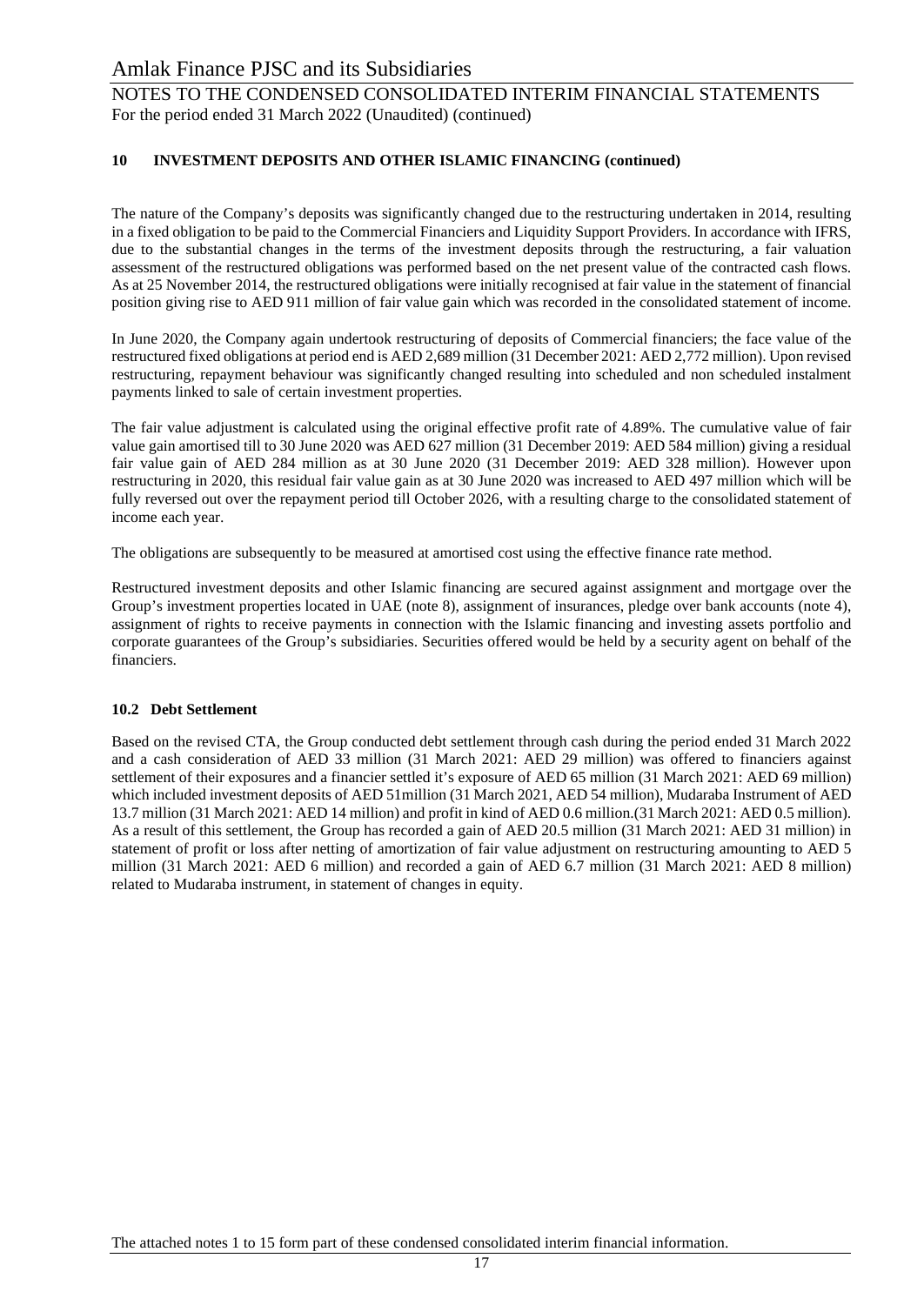## 10 INVESTMENT DEPOSITS AND OTHER ISLAMIC FINANCING (continued)

The nature of the Company's deposits was significantly changed due to the restructuring undertaken in 2014, resulting in a fixed obligation to be paid to the Commercial Financiers and Liquidity Support Providers. In accordance with IFRS, due to the substantial changes in the terms of the investment deposits through the restructuring, a fair valuation assessment of the restructured obligations was performed based on the net present value of the contracted cash flows. As at 25 November 2014, the restructured obligations were initially recognised at fair value in the statement of financial position giving rise to AED 911 million of fair value gain which was recorded in the consolidated statement of income.

In June 2020, the Company again undertook restructuring of deposits of Commercial financiers; the face value of the restructured fixed obligations at period end is AED 2,689 million (31 December 2021: AED 2,772 million). Upon revised restructuring, repayment behaviour was significantly changed resulting into scheduled and non scheduled instalment payments linked to sale of certain investment properties.

The fair value adjustment is calculated using the original effective profit rate of 4.89%. The cumulative value of fair value gain amortised till to 30 June 2020 was AED 627 million (31 December 2019: AED 584 million) giving a residual fair value gain of AED 284 million as at 30 June 2020 (31 December 2019: AED 328 million). However upon restructuring in 2020, this residual fair value gain as at 30 June 2020 was increased to AED 497 million which will be fully reversed out over the repayment period till October 2026, with a resulting charge to the consolidated statement of income each year.

The obligations are subsequently to be measured at amortised cost using the effective finance rate method.

Restructured investment deposits and other Islamic financing are secured against assignment and mortgage over the Group's investment properties located in UAE (note 8), assignment of insurances, pledge over bank accounts (note 4), assignment of rights to receive payments in connection with the Islamic financing and investing assets portfolio and corporate guarantees of the Group's subsidiaries. Securities offered would be held by a security agent on behalf of the financiers.

### 10.2 Debt Settlement

Based on the revised CTA, the Group conducted debt settlement through cash during the period ended 31 March 2022 and a cash consideration of AED 33 million (31 March 2021: AED 29 million) was offered to financiers against settlement of their exposures and a financier settled it's exposure of AED 65 million (31 March 2021: AED 69 million) which included investment deposits of AED 51million (31 March 2021, AED 54 million), Mudaraba Instrument of AED 13.7 million (31 March 2021: AED 14 million) and profit in kind of AED 0.6 million.(31 March 2021: AED 0.5 million). As a result of this settlement, the Group has recorded a gain of AED 20.5 million (31 March 2021: AED 31 million) in statement of profit or loss after netting of amortization of fair value adjustment on restructuring amounting to AED 5 million (31 March 2021: AED 6 million) and recorded a gain of AED 6.7 million (31 March 2021: AED 8 million) related to Mudaraba instrument, in statement of changes in equity.

The attached notes 1 to 15 form part of these condensed consolidated interim financial information.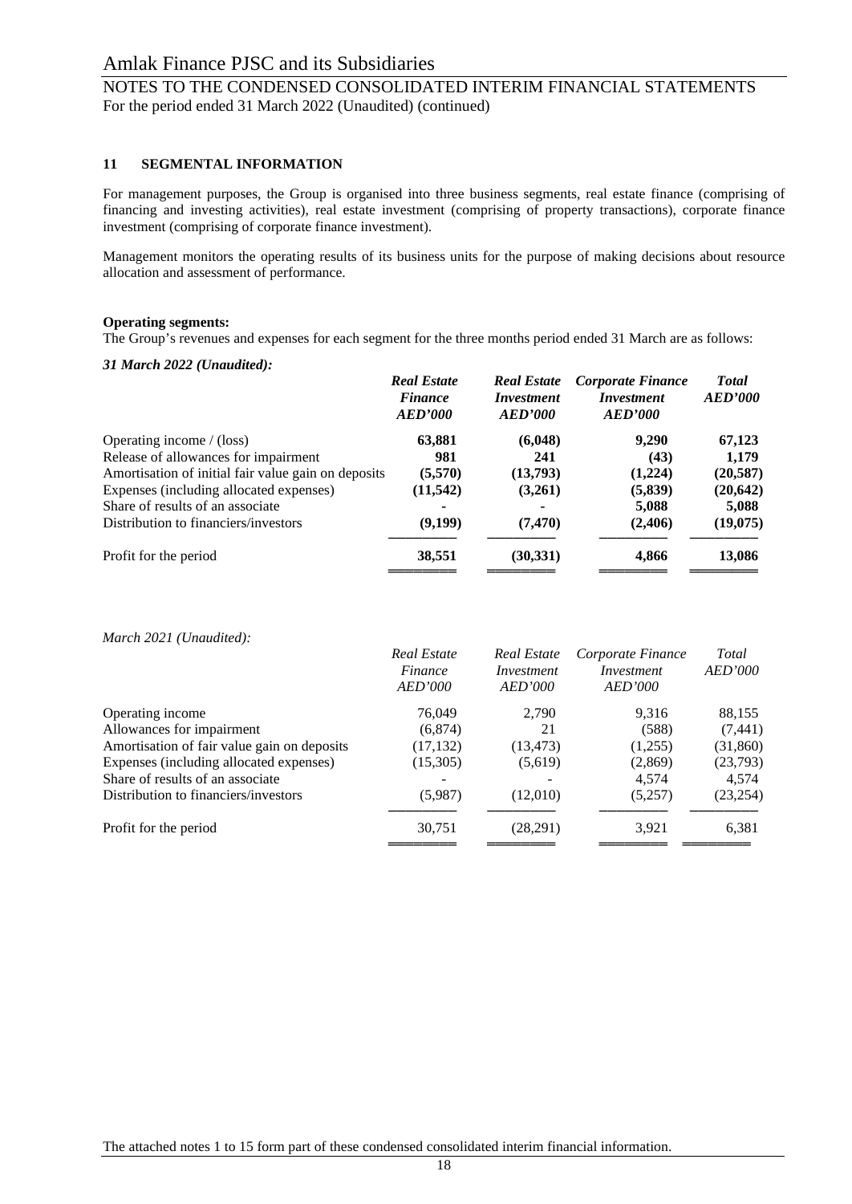## 11 SEGMENTAL INFORMATION

For management purposes, the Group is organised into three business segments, real estate finance (comprising of financing and investing activities), real estate investment (comprising of property transactions), corporate finance investment (comprising of corporate finance investment).

Management monitors the operating results of its business units for the purpose of making decisions about resource allocation and assessment of performance.

**Operating segments:**
The Group's revenues and expenses for each segment for the three months period ended 31 March are as follows:

***31 March 2022 (Unaudited):***

| | ***Real Estate Finance AED'000*** | ***Real Estate Investment AED'000*** | ***Corporate Finance Investment AED'000*** | ***Total AED'000*** |
|---|---|---|---|---|
| Operating income / (loss) | **63,881** | **(6,048)** | **9,290** | **67,123** |
| Release of allowances for impairment | **981** | **241** | **(43)** | **1,179** |
| Amortisation of initial fair value gain on deposits | **(5,570)** | **(13,793)** | **(1,224)** | **(20,587)** |
| Expenses (including allocated expenses) | **(11,542)** | **(3,261)** | **(5,839)** | **(20,642)** |
| Share of results of an associate | **-** | **-** | **5,088** | **5,088** |
| Distribution to financiers/investors | **(9,199)** | **(7,470)** | **(2,406)** | **(19,075)** |
| Profit for the period | **38,551** | **(30,331)** | **4,866** | **13,086** |

*March 2021 (Unaudited):*

| | *Real Estate Finance AED'000* | *Real Estate Investment AED'000* | *Corporate Finance Investment AED'000* | *Total AED'000* |
|---|---|---|---|---|
| Operating income | 76,049 | 2,790 | 9,316 | 88,155 |
| Allowances for impairment | (6,874) | 21 | (588) | (7,441) |
| Amortisation of fair value gain on deposits | (17,132) | (13,473) | (1,255) | (31,860) |
| Expenses (including allocated expenses) | (15,305) | (5,619) | (2,869) | (23,793) |
| Share of results of an associate | - | - | 4,574 | 4,574 |
| Distribution to financiers/investors | (5,987) | (12,010) | (5,257) | (23,254) |
| Profit for the period | 30,751 | (28,291) | 3,921 | 6,381 |

The attached notes 1 to 15 form part of these condensed consolidated interim financial information.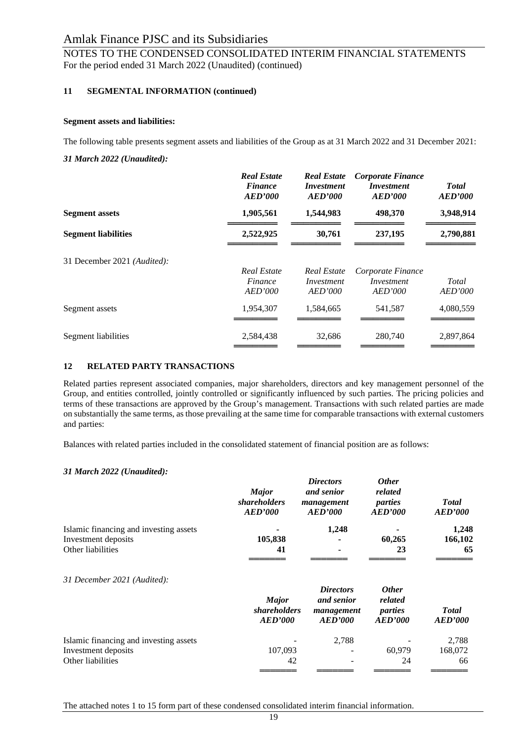# Amlak Finance PJSC and its Subsidiaries

NOTES TO THE CONDENSED CONSOLIDATED INTERIM FINANCIAL STATEMENTS
For the period ended 31 March 2022 (Unaudited) (continued)

## 11 SEGMENTAL INFORMATION (continued)

**Segment assets and liabilities:**

The following table presents segment assets and liabilities of the Group as at 31 March 2022 and 31 December 2021:

***31 March 2022 (Unaudited):***

| | ***Real Estate Finance AED'000*** | ***Real Estate Investment AED'000*** | ***Corporate Finance Investment AED'000*** | ***Total AED'000*** |
|---|---|---|---|---|
| **Segment assets** | **1,905,561** | **1,544,983** | **498,370** | **3,948,914** |
| **Segment liabilities** | **2,522,925** | **30,761** | **237,195** | **2,790,881** |

31 December 2021 *(Audited):*

| | *Real Estate Finance AED'000* | *Real Estate Investment AED'000* | *Corporate Finance Investment AED'000* | *Total AED'000* |
|---|---|---|---|---|
| Segment assets | 1,954,307 | 1,584,665 | 541,587 | 4,080,559 |
| Segment liabilities | 2,584,438 | 32,686 | 280,740 | 2,897,864 |

## 12 RELATED PARTY TRANSACTIONS

Related parties represent associated companies, major shareholders, directors and key management personnel of the Group, and entities controlled, jointly controlled or significantly influenced by such parties. The pricing policies and terms of these transactions are approved by the Group's management. Transactions with such related parties are made on substantially the same terms, as those prevailing at the same time for comparable transactions with external customers and parties:

Balances with related parties included in the consolidated statement of financial position are as follows:

***31 March 2022 (Unaudited):***

| | ***Major shareholders AED'000*** | ***Directors and senior management AED'000*** | ***Other related parties AED'000*** | ***Total AED'000*** |
|---|---|---|---|---|
| Islamic financing and investing assets | **-** | **1,248** | **-** | **1,248** |
| Investment deposits | **105,838** | **-** | **60,265** | **166,102** |
| Other liabilities | **41** | **-** | **23** | **65** |

*31 December 2021 (Audited):*

| | ***Major shareholders AED'000*** | ***Directors and senior management AED'000*** | ***Other related parties AED'000*** | ***Total AED'000*** |
|---|---|---|---|---|
| Islamic financing and investing assets | - | 2,788 | - | 2,788 |
| Investment deposits | 107,093 | - | 60,979 | 168,072 |
| Other liabilities | 42 | - | 24 | 66 |

The attached notes 1 to 15 form part of these condensed consolidated interim financial information.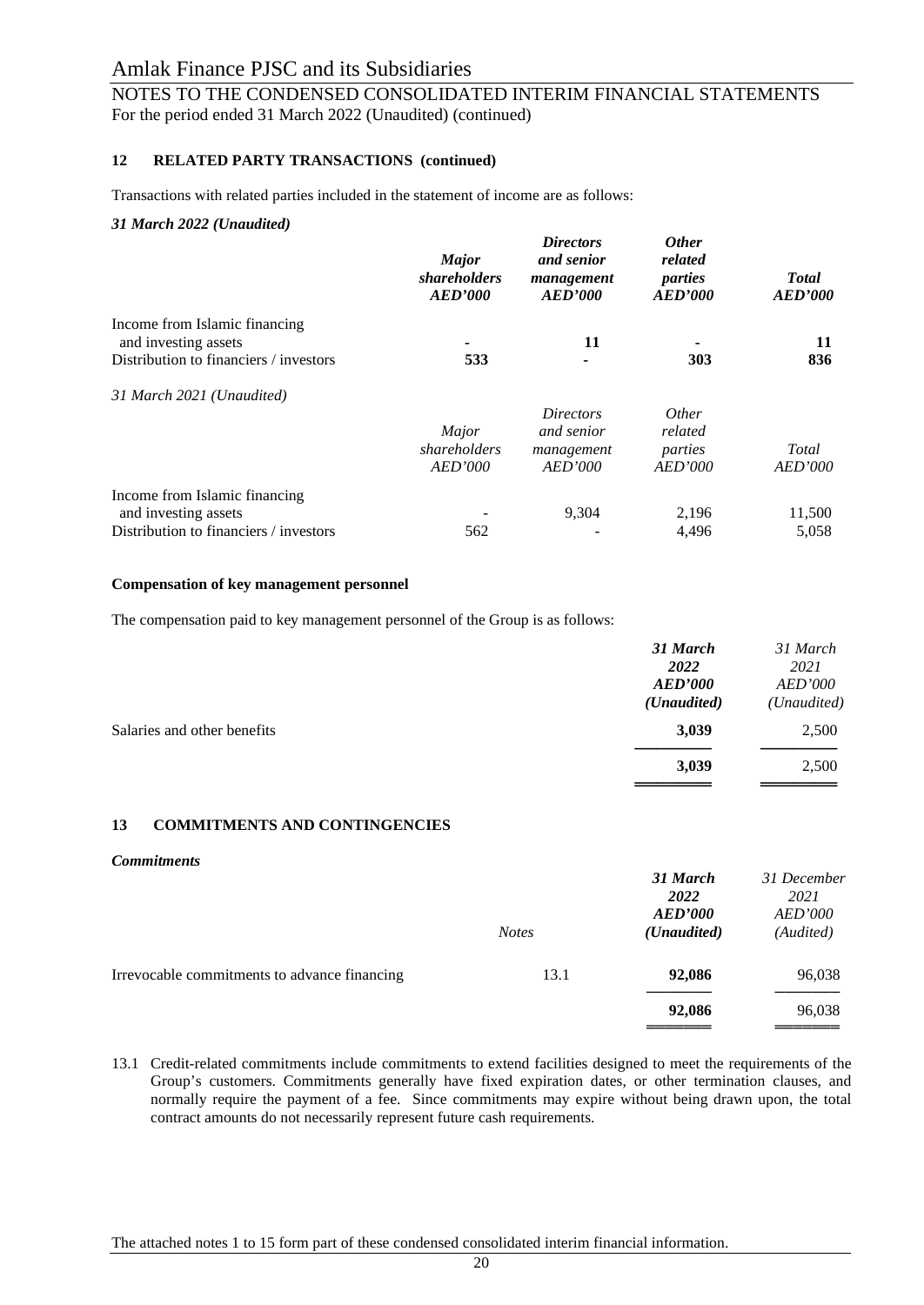## 12 RELATED PARTY TRANSACTIONS (continued)

Transactions with related parties included in the statement of income are as follows:

***31 March 2022 (Unaudited)***

| | ***Major shareholders AED'000*** | ***Directors and senior management AED'000*** | ***Other related parties AED'000*** | ***Total AED'000*** |
|---|---|---|---|---|
| Income from Islamic financing and investing assets | **-** | **11** | **-** | **11** |
| Distribution to financiers / investors | **533** | **-** | **303** | **836** |

*31 March 2021 (Unaudited)*

| | *Major shareholders AED'000* | *Directors and senior management AED'000* | *Other related parties AED'000* | *Total AED'000* |
|---|---|---|---|---|
| Income from Islamic financing and investing assets | - | 9,304 | 2,196 | 11,500 |
| Distribution to financiers / investors | 562 | - | 4,496 | 5,058 |

**Compensation of key management personnel**

The compensation paid to key management personnel of the Group is as follows:

| | ***31 March 2022 AED'000 (Unaudited)*** | *31 March 2021 AED'000 (Unaudited)* |
|---|---|---|
| Salaries and other benefits | **3,039** | 2,500 |
| | **3,039** | 2,500 |

## 13 COMMITMENTS AND CONTINGENCIES

***Commitments***

| | *Notes* | ***31 March 2022 AED'000 (Unaudited)*** | *31 December 2021 AED'000 (Audited)* |
|---|---|---|---|
| Irrevocable commitments to advance financing | 13.1 | **92,086** | 96,038 |
| | | **92,086** | 96,038 |

13.1 Credit-related commitments include commitments to extend facilities designed to meet the requirements of the Group's customers. Commitments generally have fixed expiration dates, or other termination clauses, and normally require the payment of a fee. Since commitments may expire without being drawn upon, the total contract amounts do not necessarily represent future cash requirements.

The attached notes 1 to 15 form part of these condensed consolidated interim financial information.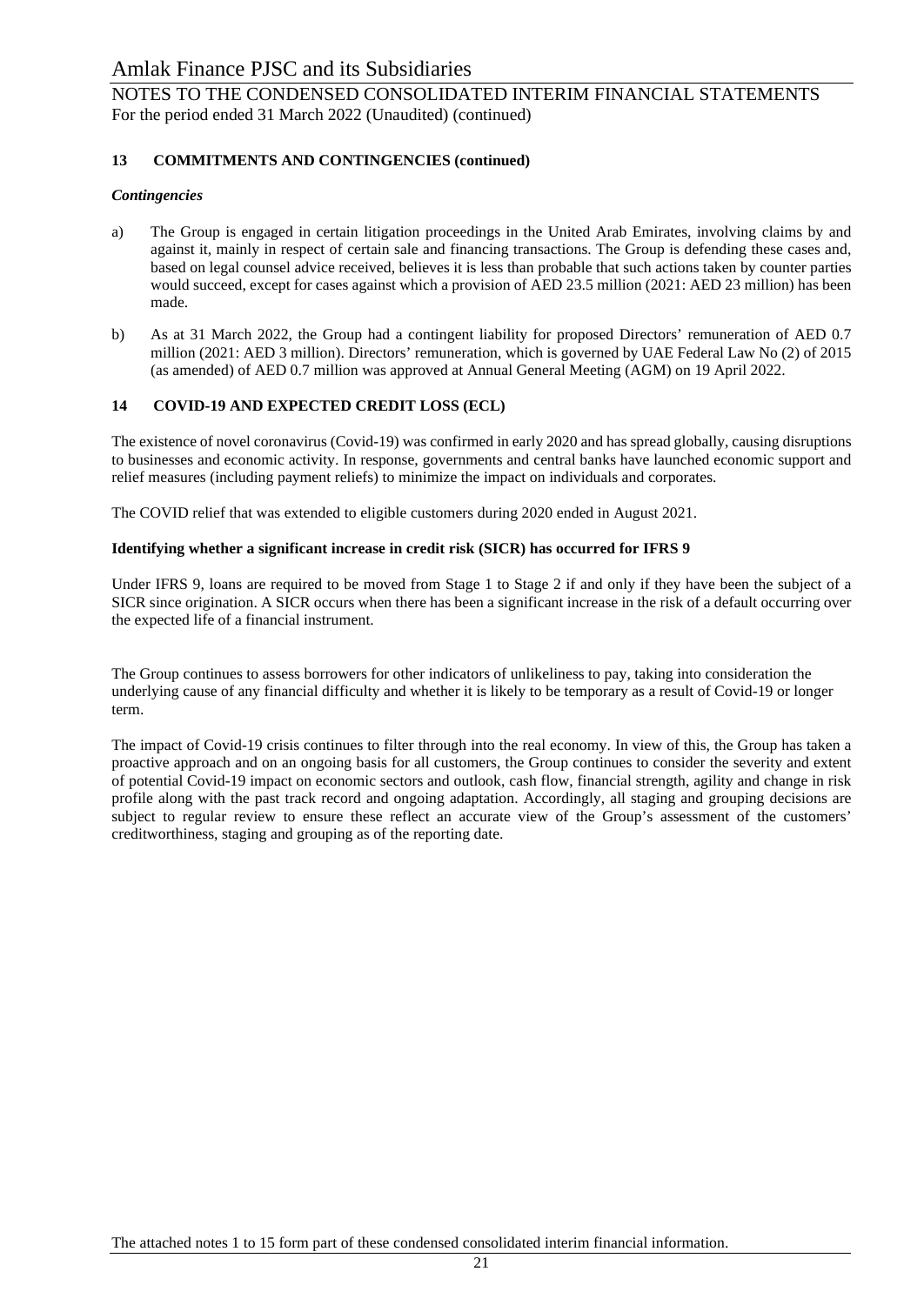### 13 COMMITMENTS AND CONTINGENCIES (continued)

***Contingencies***

a) The Group is engaged in certain litigation proceedings in the United Arab Emirates, involving claims by and against it, mainly in respect of certain sale and financing transactions. The Group is defending these cases and, based on legal counsel advice received, believes it is less than probable that such actions taken by counter parties would succeed, except for cases against which a provision of AED 23.5 million (2021: AED 23 million) has been made.

b) As at 31 March 2022, the Group had a contingent liability for proposed Directors' remuneration of AED 0.7 million (2021: AED 3 million). Directors' remuneration, which is governed by UAE Federal Law No (2) of 2015 (as amended) of AED 0.7 million was approved at Annual General Meeting (AGM) on 19 April 2022.

### 14 COVID-19 AND EXPECTED CREDIT LOSS (ECL)

The existence of novel coronavirus (Covid-19) was confirmed in early 2020 and has spread globally, causing disruptions to businesses and economic activity. In response, governments and central banks have launched economic support and relief measures (including payment reliefs) to minimize the impact on individuals and corporates.

The COVID relief that was extended to eligible customers during 2020 ended in August 2021.

**Identifying whether a significant increase in credit risk (SICR) has occurred for IFRS 9**

Under IFRS 9, loans are required to be moved from Stage 1 to Stage 2 if and only if they have been the subject of a SICR since origination. A SICR occurs when there has been a significant increase in the risk of a default occurring over the expected life of a financial instrument.

The Group continues to assess borrowers for other indicators of unlikeliness to pay, taking into consideration the underlying cause of any financial difficulty and whether it is likely to be temporary as a result of Covid-19 or longer term.

The impact of Covid-19 crisis continues to filter through into the real economy. In view of this, the Group has taken a proactive approach and on an ongoing basis for all customers, the Group continues to consider the severity and extent of potential Covid-19 impact on economic sectors and outlook, cash flow, financial strength, agility and change in risk profile along with the past track record and ongoing adaptation. Accordingly, all staging and grouping decisions are subject to regular review to ensure these reflect an accurate view of the Group's assessment of the customers' creditworthiness, staging and grouping as of the reporting date.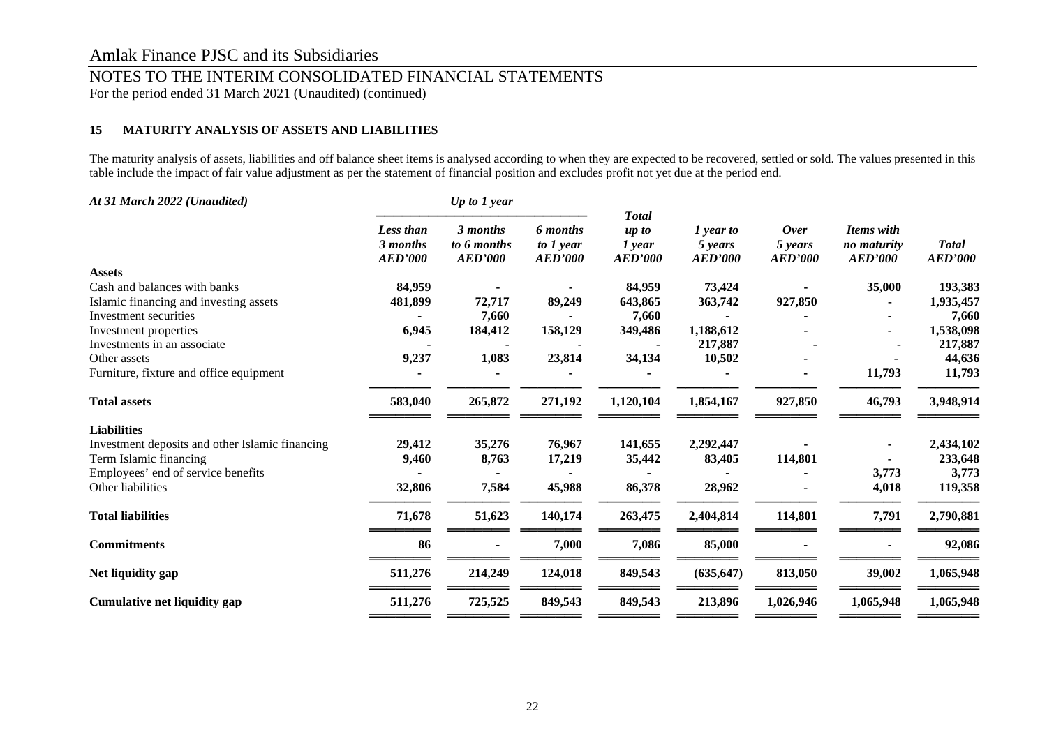Amlak Finance PJSC and its Subsidiaries

NOTES TO THE INTERIM CONSOLIDATED FINANCIAL STATEMENTS
For the period ended 31 March 2021 (Unaudited) (continued)

**15 MATURITY ANALYSIS OF ASSETS AND LIABILITIES**

The maturity analysis of assets, liabilities and off balance sheet items is analysed according to when they are expected to be recovered, settled or sold. The values presented in this table include the impact of fair value adjustment as per the statement of financial position and excludes profit not yet due at the period end.

| *At 31 March 2022 (Unaudited)* | *Up to 1 year* | | | | | | | |
|---|---|---|---|---|---|---|---|---|
| | ***Less than 3 months AED'000*** | ***3 months to 6 months AED'000*** | ***6 months to 1 year AED'000*** | ***Total up to 1 year AED'000*** | ***1 year to 5 years AED'000*** | ***Over 5 years AED'000*** | ***Items with no maturity AED'000*** | ***Total AED'000*** |
| **Assets** | | | | | | | | |
| Cash and balances with banks | **84,959** | **-** | **-** | **84,959** | **73,424** | **-** | **35,000** | **193,383** |
| Islamic financing and investing assets | **481,899** | **72,717** | **89,249** | **643,865** | **363,742** | **927,850** | **-** | **1,935,457** |
| Investment securities | **-** | **7,660** | **-** | **7,660** | **-** | **-** | **-** | **7,660** |
| Investment properties | **6,945** | **184,412** | **158,129** | **349,486** | **1,188,612** | **-** | **-** | **1,538,098** |
| Investments in an associate | **-** | **-** | **-** | **-** | **217,887** | **-** | **-** | **217,887** |
| Other assets | **9,237** | **1,083** | **23,814** | **34,134** | **10,502** | **-** | **-** | **44,636** |
| Furniture, fixture and office equipment | **-** | **-** | **-** | **-** | **-** | **-** | **11,793** | **11,793** |
| **Total assets** | **583,040** | **265,872** | **271,192** | **1,120,104** | **1,854,167** | **927,850** | **46,793** | **3,948,914** |
| **Liabilities** | | | | | | | | |
| Investment deposits and other Islamic financing | **29,412** | **35,276** | **76,967** | **141,655** | **2,292,447** | **-** | **-** | **2,434,102** |
| Term Islamic financing | **9,460** | **8,763** | **17,219** | **35,442** | **83,405** | **114,801** | **-** | **233,648** |
| Employees' end of service benefits | **-** | **-** | **-** | **-** | **-** | **-** | **3,773** | **3,773** |
| Other liabilities | **32,806** | **7,584** | **45,988** | **86,378** | **28,962** | **-** | **4,018** | **119,358** |
| **Total liabilities** | **71,678** | **51,623** | **140,174** | **263,475** | **2,404,814** | **114,801** | **7,791** | **2,790,881** |
| **Commitments** | **86** | **-** | **7,000** | **7,086** | **85,000** | **-** | **-** | **92,086** |
| **Net liquidity gap** | **511,276** | **214,249** | **124,018** | **849,543** | **(635,647)** | **813,050** | **39,002** | **1,065,948** |
| **Cumulative net liquidity gap** | **511,276** | **725,525** | **849,543** | **849,543** | **213,896** | **1,026,946** | **1,065,948** | **1,065,948** |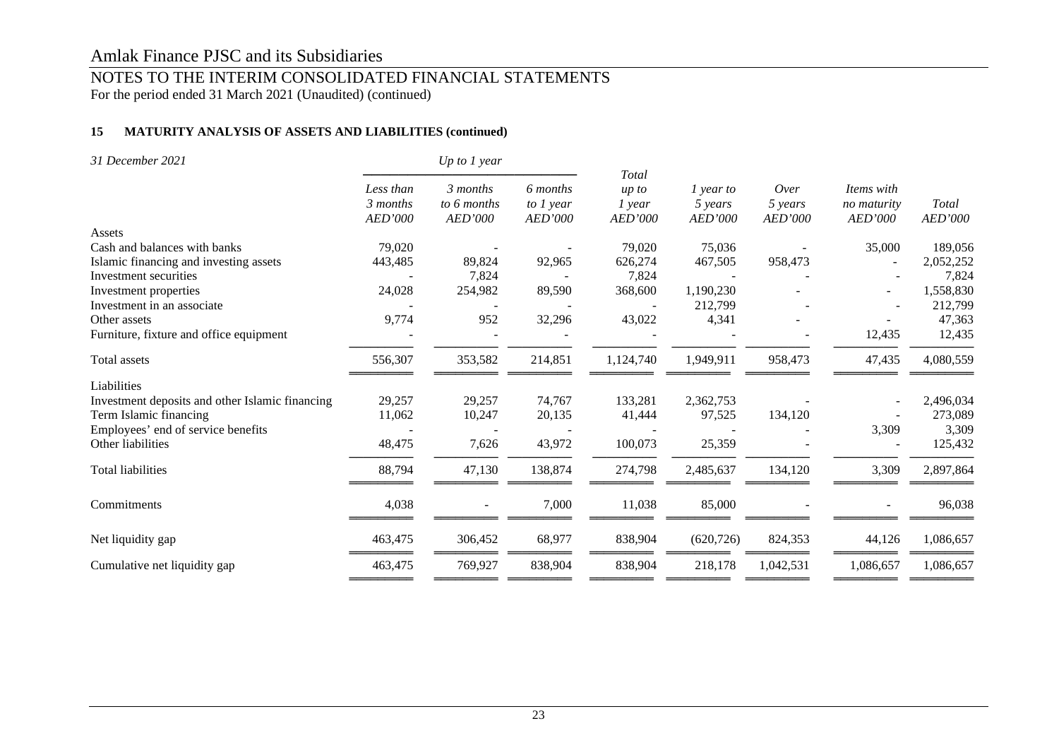# Amlak Finance PJSC and its Subsidiaries

## NOTES TO THE INTERIM CONSOLIDATED FINANCIAL STATEMENTS

For the period ended 31 March 2021 (Unaudited) (continued)

### 15 MATURITY ANALYSIS OF ASSETS AND LIABILITIES (continued)

*31 December 2021*

| | *Up to 1 year* | | | | | | | |
|---|---|---|---|---|---|---|---|---|
| | *Less than 3 months AED'000* | *3 months to 6 months AED'000* | *6 months to 1 year AED'000* | *Total up to 1 year AED'000* | *1 year to 5 years AED'000* | *Over 5 years AED'000* | *Items with no maturity AED'000* | *Total AED'000* |
| Assets | | | | | | | | |
| Cash and balances with banks | 79,020 | - | - | 79,020 | 75,036 | - | 35,000 | 189,056 |
| Islamic financing and investing assets | 443,485 | 89,824 | 92,965 | 626,274 | 467,505 | 958,473 | - | 2,052,252 |
| Investment securities | - | 7,824 | - | 7,824 | - | - | - | 7,824 |
| Investment properties | 24,028 | 254,982 | 89,590 | 368,600 | 1,190,230 | - | - | 1,558,830 |
| Investment in an associate | - | - | - | - | 212,799 | - | - | 212,799 |
| Other assets | 9,774 | 952 | 32,296 | 43,022 | 4,341 | - | - | 47,363 |
| Furniture, fixture and office equipment | - | - | - | - | - | - | 12,435 | 12,435 |
| Total assets | 556,307 | 353,582 | 214,851 | 1,124,740 | 1,949,911 | 958,473 | 47,435 | 4,080,559 |
| Liabilities | | | | | | | | |
| Investment deposits and other Islamic financing | 29,257 | 29,257 | 74,767 | 133,281 | 2,362,753 | - | - | 2,496,034 |
| Term Islamic financing | 11,062 | 10,247 | 20,135 | 41,444 | 97,525 | 134,120 | - | 273,089 |
| Employees' end of service benefits | - | - | - | - | - | - | 3,309 | 3,309 |
| Other liabilities | 48,475 | 7,626 | 43,972 | 100,073 | 25,359 | - | - | 125,432 |
| Total liabilities | 88,794 | 47,130 | 138,874 | 274,798 | 2,485,637 | 134,120 | 3,309 | 2,897,864 |
| Commitments | 4,038 | - | 7,000 | 11,038 | 85,000 | - | - | 96,038 |
| Net liquidity gap | 463,475 | 306,452 | 68,977 | 838,904 | (620,726) | 824,353 | 44,126 | 1,086,657 |
| Cumulative net liquidity gap | 463,475 | 769,927 | 838,904 | 838,904 | 218,178 | 1,042,531 | 1,086,657 | 1,086,657 |